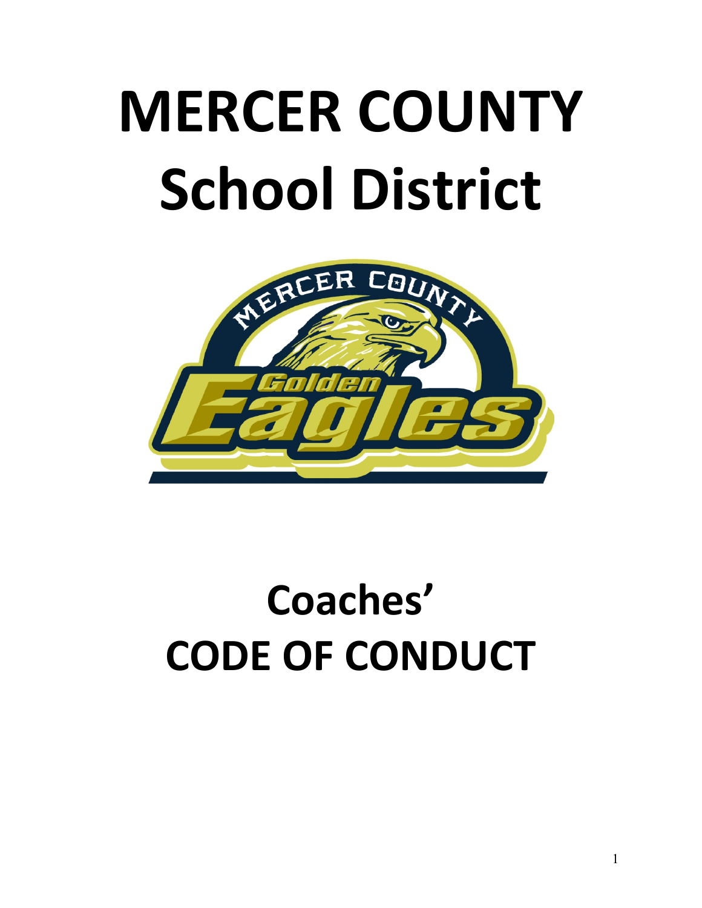# MERCER COUNTY School District

# Coaches' CODE OF CONDUCT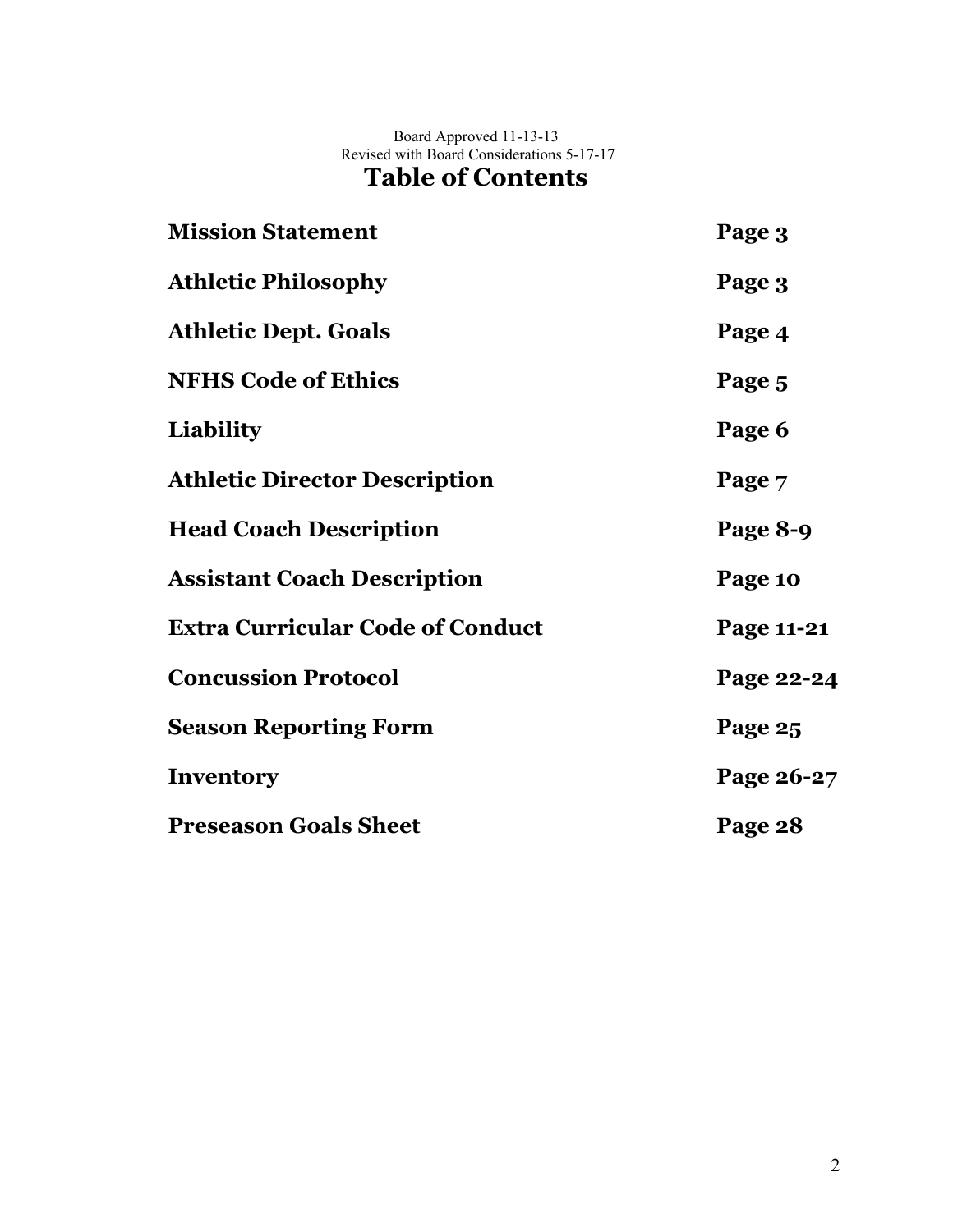Board Approved 11-13-13
Revised with Board Considerations 5-17-17

# Table of Contents

| | |
|---|---|
| **Mission Statement** | **Page 3** |
| **Athletic Philosophy** | **Page 3** |
| **Athletic Dept. Goals** | **Page 4** |
| **NFHS Code of Ethics** | **Page 5** |
| **Liability** | **Page 6** |
| **Athletic Director Description** | **Page 7** |
| **Head Coach Description** | **Page 8-9** |
| **Assistant Coach Description** | **Page 10** |
| **Extra Curricular Code of Conduct** | **Page 11-21** |
| **Concussion Protocol** | **Page 22-24** |
| **Season Reporting Form** | **Page 25** |
| **Inventory** | **Page 26-27** |
| **Preseason Goals Sheet** | **Page 28** |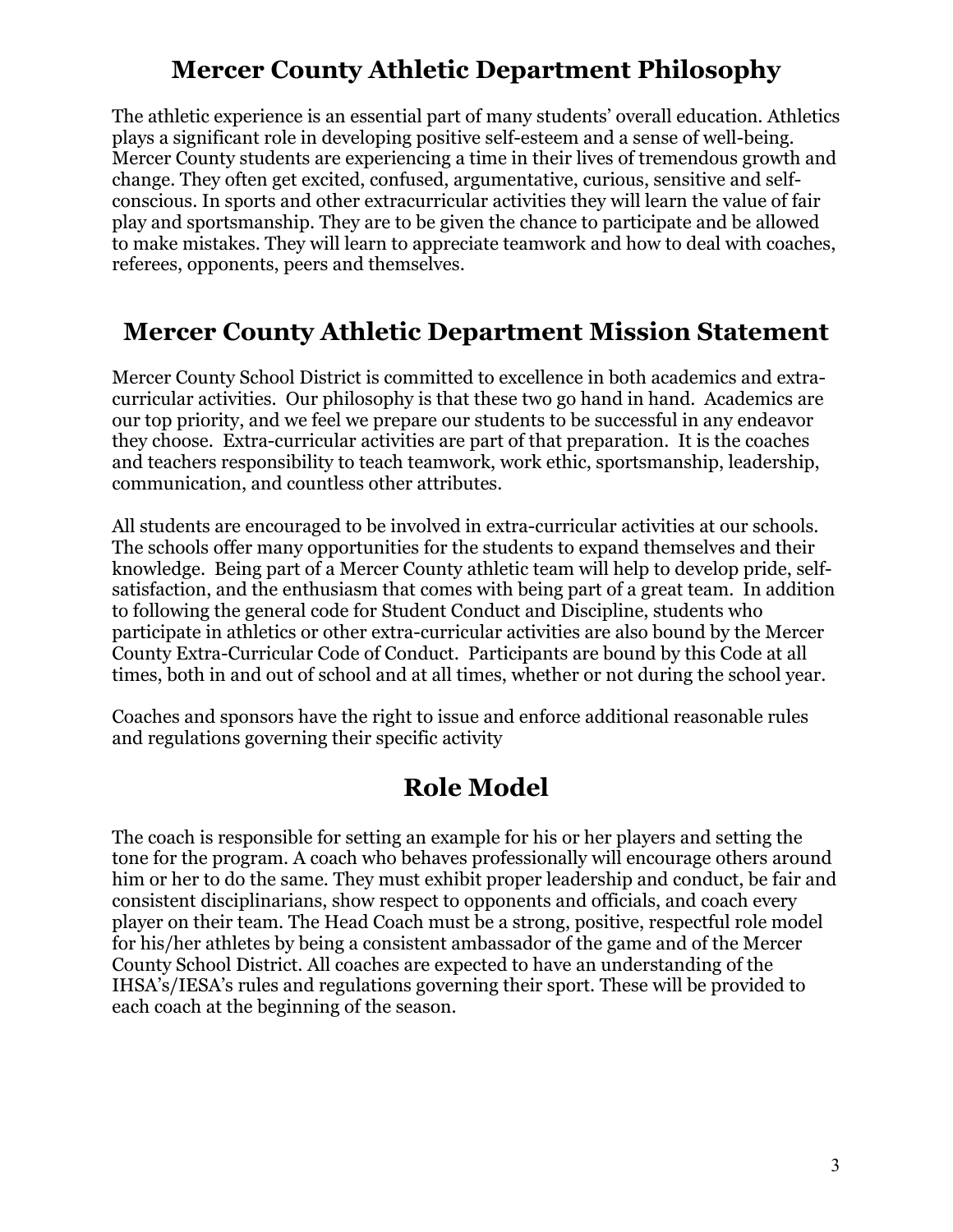## Mercer County Athletic Department Philosophy

The athletic experience is an essential part of many students' overall education. Athletics plays a significant role in developing positive self-esteem and a sense of well-being. Mercer County students are experiencing a time in their lives of tremendous growth and change. They often get excited, confused, argumentative, curious, sensitive and self-conscious. In sports and other extracurricular activities they will learn the value of fair play and sportsmanship. They are to be given the chance to participate and be allowed to make mistakes. They will learn to appreciate teamwork and how to deal with coaches, referees, opponents, peers and themselves.

## Mercer County Athletic Department Mission Statement

Mercer County School District is committed to excellence in both academics and extra-curricular activities. Our philosophy is that these two go hand in hand. Academics are our top priority, and we feel we prepare our students to be successful in any endeavor they choose. Extra-curricular activities are part of that preparation. It is the coaches and teachers responsibility to teach teamwork, work ethic, sportsmanship, leadership, communication, and countless other attributes.

All students are encouraged to be involved in extra-curricular activities at our schools. The schools offer many opportunities for the students to expand themselves and their knowledge. Being part of a Mercer County athletic team will help to develop pride, self-satisfaction, and the enthusiasm that comes with being part of a great team. In addition to following the general code for Student Conduct and Discipline, students who participate in athletics or other extra-curricular activities are also bound by the Mercer County Extra-Curricular Code of Conduct. Participants are bound by this Code at all times, both in and out of school and at all times, whether or not during the school year.

Coaches and sponsors have the right to issue and enforce additional reasonable rules and regulations governing their specific activity

## Role Model

The coach is responsible for setting an example for his or her players and setting the tone for the program. A coach who behaves professionally will encourage others around him or her to do the same. They must exhibit proper leadership and conduct, be fair and consistent disciplinarians, show respect to opponents and officials, and coach every player on their team. The Head Coach must be a strong, positive, respectful role model for his/her athletes by being a consistent ambassador of the game and of the Mercer County School District. All coaches are expected to have an understanding of the IHSA's/IESA's rules and regulations governing their sport. These will be provided to each coach at the beginning of the season.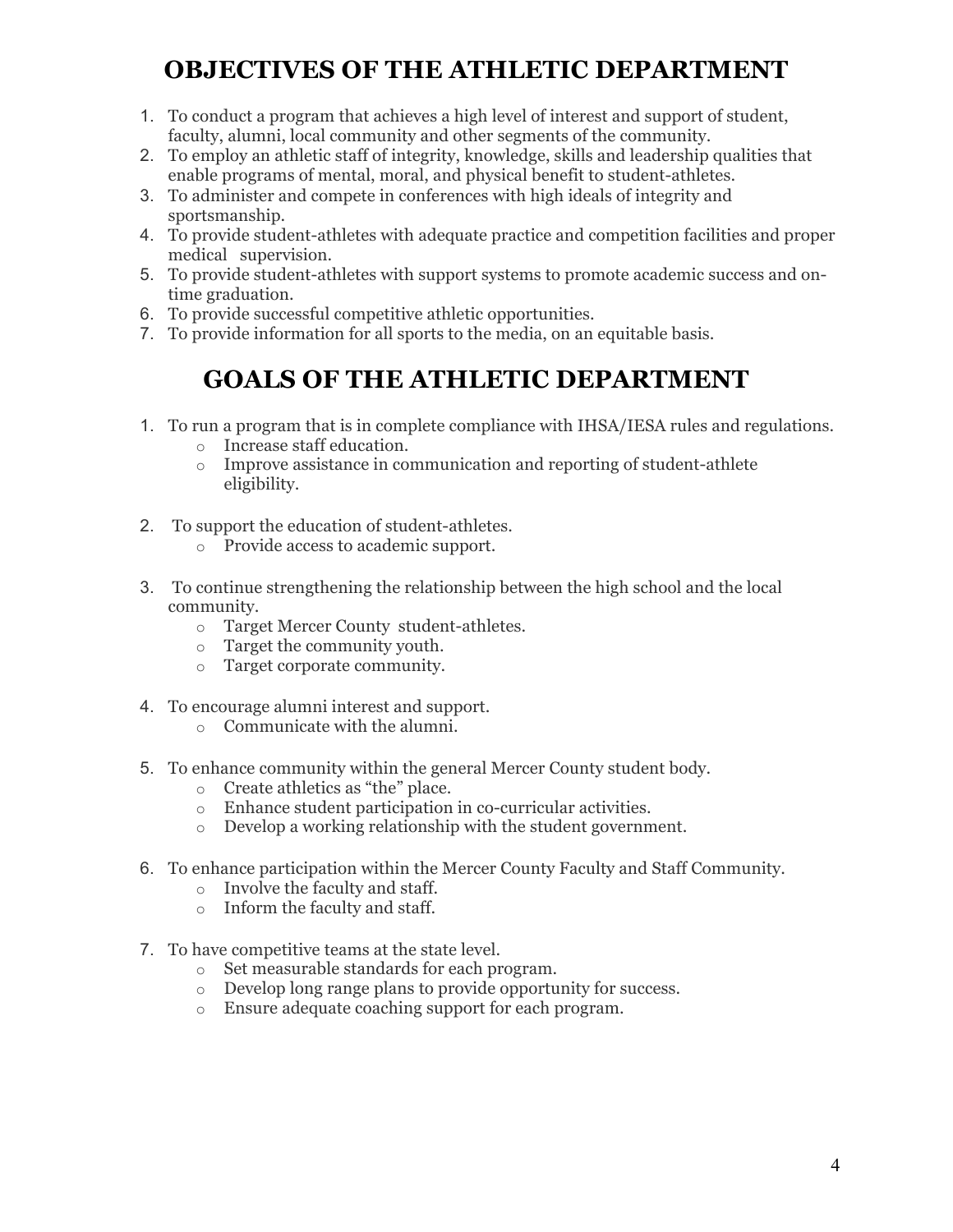# OBJECTIVES OF THE ATHLETIC DEPARTMENT

1. To conduct a program that achieves a high level of interest and support of student, faculty, alumni, local community and other segments of the community.
2. To employ an athletic staff of integrity, knowledge, skills and leadership qualities that enable programs of mental, moral, and physical benefit to student-athletes.
3. To administer and compete in conferences with high ideals of integrity and sportsmanship.
4. To provide student-athletes with adequate practice and competition facilities and proper medical supervision.
5. To provide student-athletes with support systems to promote academic success and on-time graduation.
6. To provide successful competitive athletic opportunities.
7. To provide information for all sports to the media, on an equitable basis.

# GOALS OF THE ATHLETIC DEPARTMENT

1. To run a program that is in complete compliance with IHSA/IESA rules and regulations.
   - Increase staff education.
   - Improve assistance in communication and reporting of student-athlete eligibility.

2. To support the education of student-athletes.
   - Provide access to academic support.

3. To continue strengthening the relationship between the high school and the local community.
   - Target Mercer County student-athletes.
   - Target the community youth.
   - Target corporate community.

4. To encourage alumni interest and support.
   - Communicate with the alumni.

5. To enhance community within the general Mercer County student body.
   - Create athletics as "the" place.
   - Enhance student participation in co-curricular activities.
   - Develop a working relationship with the student government.

6. To enhance participation within the Mercer County Faculty and Staff Community.
   - Involve the faculty and staff.
   - Inform the faculty and staff.

7. To have competitive teams at the state level.
   - Set measurable standards for each program.
   - Develop long range plans to provide opportunity for success.
   - Ensure adequate coaching support for each program.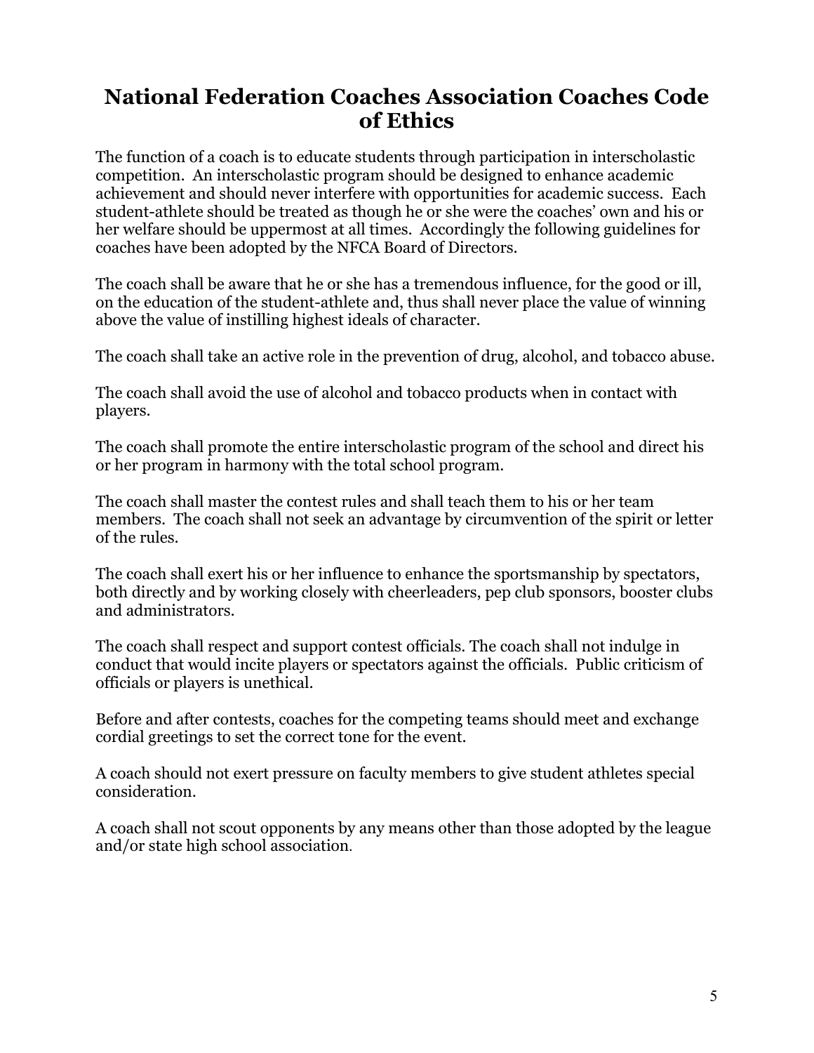# National Federation Coaches Association Coaches Code of Ethics

The function of a coach is to educate students through participation in interscholastic competition. An interscholastic program should be designed to enhance academic achievement and should never interfere with opportunities for academic success. Each student-athlete should be treated as though he or she were the coaches' own and his or her welfare should be uppermost at all times. Accordingly the following guidelines for coaches have been adopted by the NFCA Board of Directors.

The coach shall be aware that he or she has a tremendous influence, for the good or ill, on the education of the student-athlete and, thus shall never place the value of winning above the value of instilling highest ideals of character.

The coach shall take an active role in the prevention of drug, alcohol, and tobacco abuse.

The coach shall avoid the use of alcohol and tobacco products when in contact with players.

The coach shall promote the entire interscholastic program of the school and direct his or her program in harmony with the total school program.

The coach shall master the contest rules and shall teach them to his or her team members. The coach shall not seek an advantage by circumvention of the spirit or letter of the rules.

The coach shall exert his or her influence to enhance the sportsmanship by spectators, both directly and by working closely with cheerleaders, pep club sponsors, booster clubs and administrators.

The coach shall respect and support contest officials. The coach shall not indulge in conduct that would incite players or spectators against the officials. Public criticism of officials or players is unethical.

Before and after contests, coaches for the competing teams should meet and exchange cordial greetings to set the correct tone for the event.

A coach should not exert pressure on faculty members to give student athletes special consideration.

A coach shall not scout opponents by any means other than those adopted by the league and/or state high school association.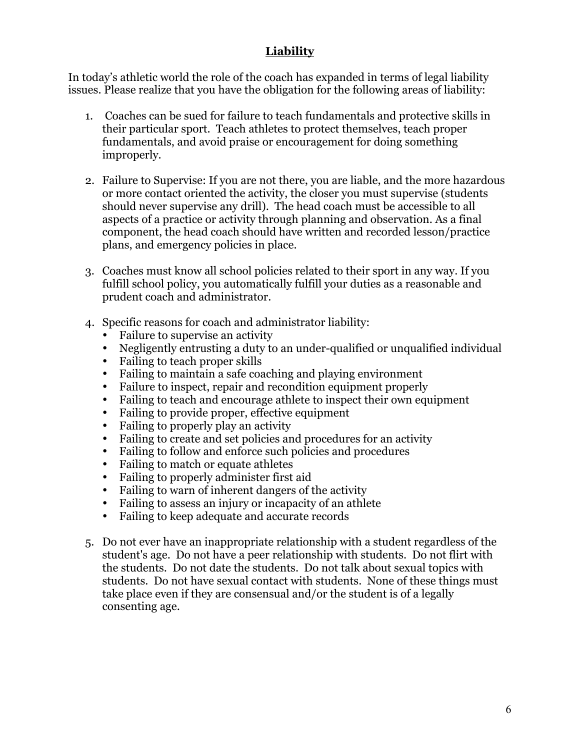## Liability

In today's athletic world the role of the coach has expanded in terms of legal liability issues. Please realize that you have the obligation for the following areas of liability:

1. Coaches can be sued for failure to teach fundamentals and protective skills in their particular sport. Teach athletes to protect themselves, teach proper fundamentals, and avoid praise or encouragement for doing something improperly.

2. Failure to Supervise: If you are not there, you are liable, and the more hazardous or more contact oriented the activity, the closer you must supervise (students should never supervise any drill). The head coach must be accessible to all aspects of a practice or activity through planning and observation. As a final component, the head coach should have written and recorded lesson/practice plans, and emergency policies in place.

3. Coaches must know all school policies related to their sport in any way. If you fulfill school policy, you automatically fulfill your duties as a reasonable and prudent coach and administrator.

4. Specific reasons for coach and administrator liability:
   - Failure to supervise an activity
   - Negligently entrusting a duty to an under-qualified or unqualified individual
   - Failing to teach proper skills
   - Failing to maintain a safe coaching and playing environment
   - Failure to inspect, repair and recondition equipment properly
   - Failing to teach and encourage athlete to inspect their own equipment
   - Failing to provide proper, effective equipment
   - Failing to properly play an activity
   - Failing to create and set policies and procedures for an activity
   - Failing to follow and enforce such policies and procedures
   - Failing to match or equate athletes
   - Failing to properly administer first aid
   - Failing to warn of inherent dangers of the activity
   - Failing to assess an injury or incapacity of an athlete
   - Failing to keep adequate and accurate records

5. Do not ever have an inappropriate relationship with a student regardless of the student's age. Do not have a peer relationship with students. Do not flirt with the students. Do not date the students. Do not talk about sexual topics with students. Do not have sexual contact with students. None of these things must take place even if they are consensual and/or the student is of a legally consenting age.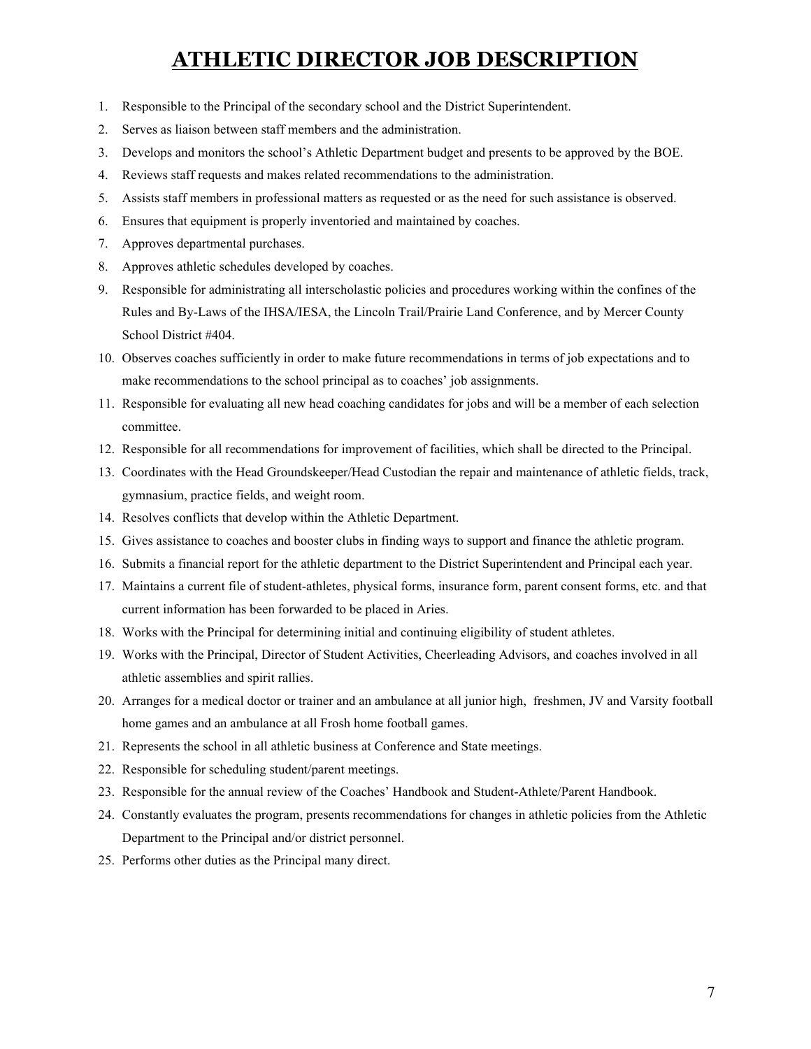# ATHLETIC DIRECTOR JOB DESCRIPTION

1. Responsible to the Principal of the secondary school and the District Superintendent.
2. Serves as liaison between staff members and the administration.
3. Develops and monitors the school's Athletic Department budget and presents to be approved by the BOE.
4. Reviews staff requests and makes related recommendations to the administration.
5. Assists staff members in professional matters as requested or as the need for such assistance is observed.
6. Ensures that equipment is properly inventoried and maintained by coaches.
7. Approves departmental purchases.
8. Approves athletic schedules developed by coaches.
9. Responsible for administrating all interscholastic policies and procedures working within the confines of the Rules and By-Laws of the IHSA/IESA, the Lincoln Trail/Prairie Land Conference, and by Mercer County School District #404.
10. Observes coaches sufficiently in order to make future recommendations in terms of job expectations and to make recommendations to the school principal as to coaches' job assignments.
11. Responsible for evaluating all new head coaching candidates for jobs and will be a member of each selection committee.
12. Responsible for all recommendations for improvement of facilities, which shall be directed to the Principal.
13. Coordinates with the Head Groundskeeper/Head Custodian the repair and maintenance of athletic fields, track, gymnasium, practice fields, and weight room.
14. Resolves conflicts that develop within the Athletic Department.
15. Gives assistance to coaches and booster clubs in finding ways to support and finance the athletic program.
16. Submits a financial report for the athletic department to the District Superintendent and Principal each year.
17. Maintains a current file of student-athletes, physical forms, insurance form, parent consent forms, etc. and that current information has been forwarded to be placed in Aries.
18. Works with the Principal for determining initial and continuing eligibility of student athletes.
19. Works with the Principal, Director of Student Activities, Cheerleading Advisors, and coaches involved in all athletic assemblies and spirit rallies.
20. Arranges for a medical doctor or trainer and an ambulance at all junior high, freshmen, JV and Varsity football home games and an ambulance at all Frosh home football games.
21. Represents the school in all athletic business at Conference and State meetings.
22. Responsible for scheduling student/parent meetings.
23. Responsible for the annual review of the Coaches' Handbook and Student-Athlete/Parent Handbook.
24. Constantly evaluates the program, presents recommendations for changes in athletic policies from the Athletic Department to the Principal and/or district personnel.
25. Performs other duties as the Principal many direct.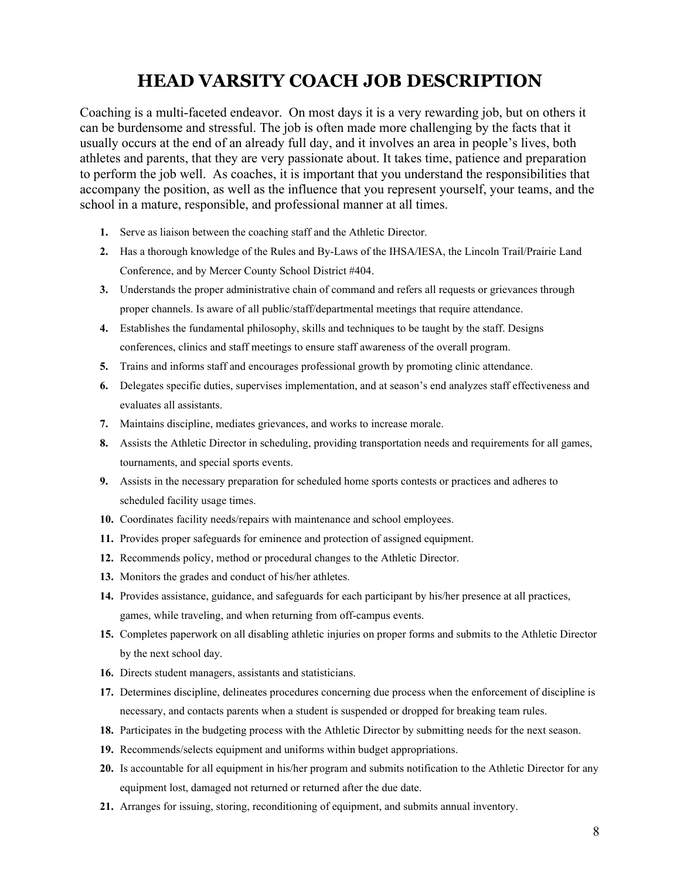# HEAD VARSITY COACH JOB DESCRIPTION

Coaching is a multi-faceted endeavor. On most days it is a very rewarding job, but on others it can be burdensome and stressful. The job is often made more challenging by the facts that it usually occurs at the end of an already full day, and it involves an area in people's lives, both athletes and parents, that they are very passionate about. It takes time, patience and preparation to perform the job well. As coaches, it is important that you understand the responsibilities that accompany the position, as well as the influence that you represent yourself, your teams, and the school in a mature, responsible, and professional manner at all times.

1. Serve as liaison between the coaching staff and the Athletic Director.
2. Has a thorough knowledge of the Rules and By-Laws of the IHSA/IESA, the Lincoln Trail/Prairie Land Conference, and by Mercer County School District #404.
3. Understands the proper administrative chain of command and refers all requests or grievances through proper channels. Is aware of all public/staff/departmental meetings that require attendance.
4. Establishes the fundamental philosophy, skills and techniques to be taught by the staff. Designs conferences, clinics and staff meetings to ensure staff awareness of the overall program.
5. Trains and informs staff and encourages professional growth by promoting clinic attendance.
6. Delegates specific duties, supervises implementation, and at season's end analyzes staff effectiveness and evaluates all assistants.
7. Maintains discipline, mediates grievances, and works to increase morale.
8. Assists the Athletic Director in scheduling, providing transportation needs and requirements for all games, tournaments, and special sports events.
9. Assists in the necessary preparation for scheduled home sports contests or practices and adheres to scheduled facility usage times.
10. Coordinates facility needs/repairs with maintenance and school employees.
11. Provides proper safeguards for eminence and protection of assigned equipment.
12. Recommends policy, method or procedural changes to the Athletic Director.
13. Monitors the grades and conduct of his/her athletes.
14. Provides assistance, guidance, and safeguards for each participant by his/her presence at all practices, games, while traveling, and when returning from off-campus events.
15. Completes paperwork on all disabling athletic injuries on proper forms and submits to the Athletic Director by the next school day.
16. Directs student managers, assistants and statisticians.
17. Determines discipline, delineates procedures concerning due process when the enforcement of discipline is necessary, and contacts parents when a student is suspended or dropped for breaking team rules.
18. Participates in the budgeting process with the Athletic Director by submitting needs for the next season.
19. Recommends/selects equipment and uniforms within budget appropriations.
20. Is accountable for all equipment in his/her program and submits notification to the Athletic Director for any equipment lost, damaged not returned or returned after the due date.
21. Arranges for issuing, storing, reconditioning of equipment, and submits annual inventory.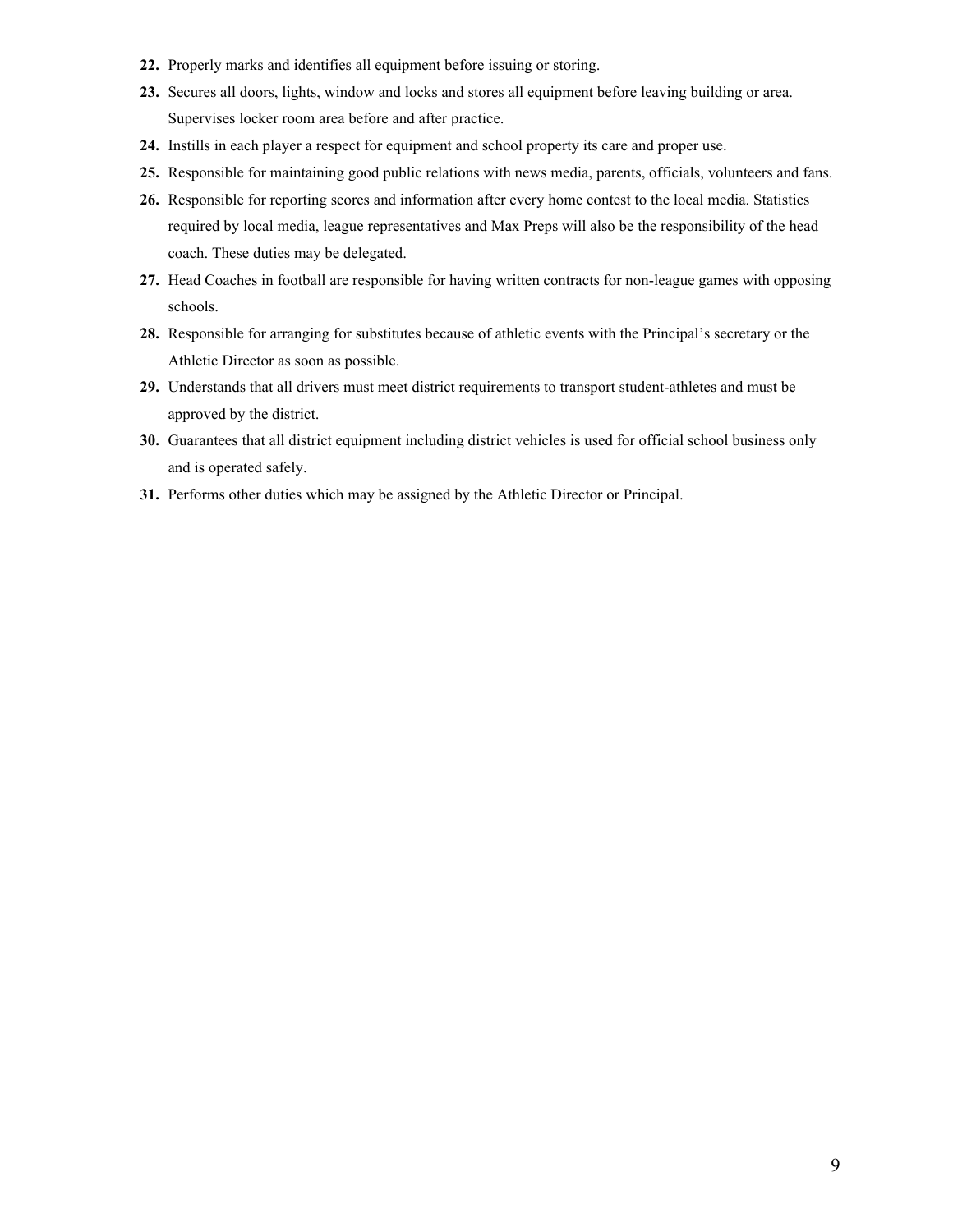22. Properly marks and identifies all equipment before issuing or storing.
23. Secures all doors, lights, window and locks and stores all equipment before leaving building or area. Supervises locker room area before and after practice.
24. Instills in each player a respect for equipment and school property its care and proper use.
25. Responsible for maintaining good public relations with news media, parents, officials, volunteers and fans.
26. Responsible for reporting scores and information after every home contest to the local media. Statistics required by local media, league representatives and Max Preps will also be the responsibility of the head coach. These duties may be delegated.
27. Head Coaches in football are responsible for having written contracts for non-league games with opposing schools.
28. Responsible for arranging for substitutes because of athletic events with the Principal's secretary or the Athletic Director as soon as possible.
29. Understands that all drivers must meet district requirements to transport student-athletes and must be approved by the district.
30. Guarantees that all district equipment including district vehicles is used for official school business only and is operated safely.
31. Performs other duties which may be assigned by the Athletic Director or Principal.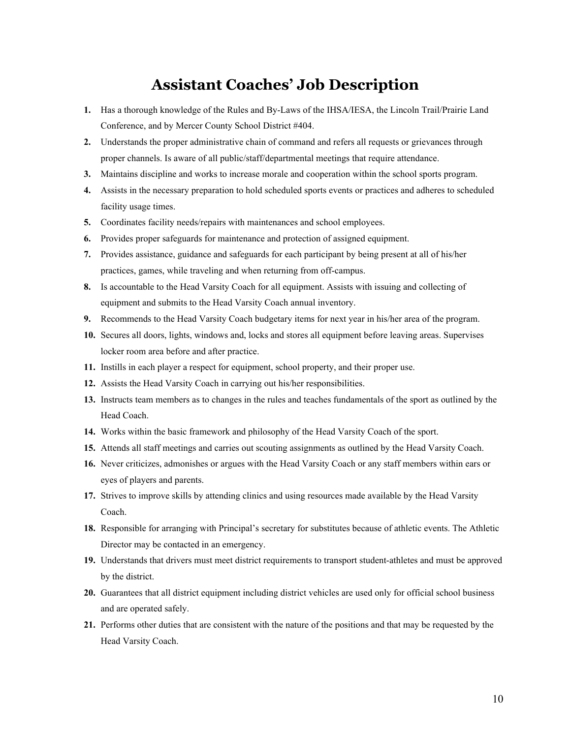# Assistant Coaches' Job Description

1. Has a thorough knowledge of the Rules and By-Laws of the IHSA/IESA, the Lincoln Trail/Prairie Land Conference, and by Mercer County School District #404.
2. Understands the proper administrative chain of command and refers all requests or grievances through proper channels. Is aware of all public/staff/departmental meetings that require attendance.
3. Maintains discipline and works to increase morale and cooperation within the school sports program.
4. Assists in the necessary preparation to hold scheduled sports events or practices and adheres to scheduled facility usage times.
5. Coordinates facility needs/repairs with maintenances and school employees.
6. Provides proper safeguards for maintenance and protection of assigned equipment.
7. Provides assistance, guidance and safeguards for each participant by being present at all of his/her practices, games, while traveling and when returning from off-campus.
8. Is accountable to the Head Varsity Coach for all equipment. Assists with issuing and collecting of equipment and submits to the Head Varsity Coach annual inventory.
9. Recommends to the Head Varsity Coach budgetary items for next year in his/her area of the program.
10. Secures all doors, lights, windows and, locks and stores all equipment before leaving areas. Supervises locker room area before and after practice.
11. Instills in each player a respect for equipment, school property, and their proper use.
12. Assists the Head Varsity Coach in carrying out his/her responsibilities.
13. Instructs team members as to changes in the rules and teaches fundamentals of the sport as outlined by the Head Coach.
14. Works within the basic framework and philosophy of the Head Varsity Coach of the sport.
15. Attends all staff meetings and carries out scouting assignments as outlined by the Head Varsity Coach.
16. Never criticizes, admonishes or argues with the Head Varsity Coach or any staff members within ears or eyes of players and parents.
17. Strives to improve skills by attending clinics and using resources made available by the Head Varsity Coach.
18. Responsible for arranging with Principal's secretary for substitutes because of athletic events. The Athletic Director may be contacted in an emergency.
19. Understands that drivers must meet district requirements to transport student-athletes and must be approved by the district.
20. Guarantees that all district equipment including district vehicles are used only for official school business and are operated safely.
21. Performs other duties that are consistent with the nature of the positions and that may be requested by the Head Varsity Coach.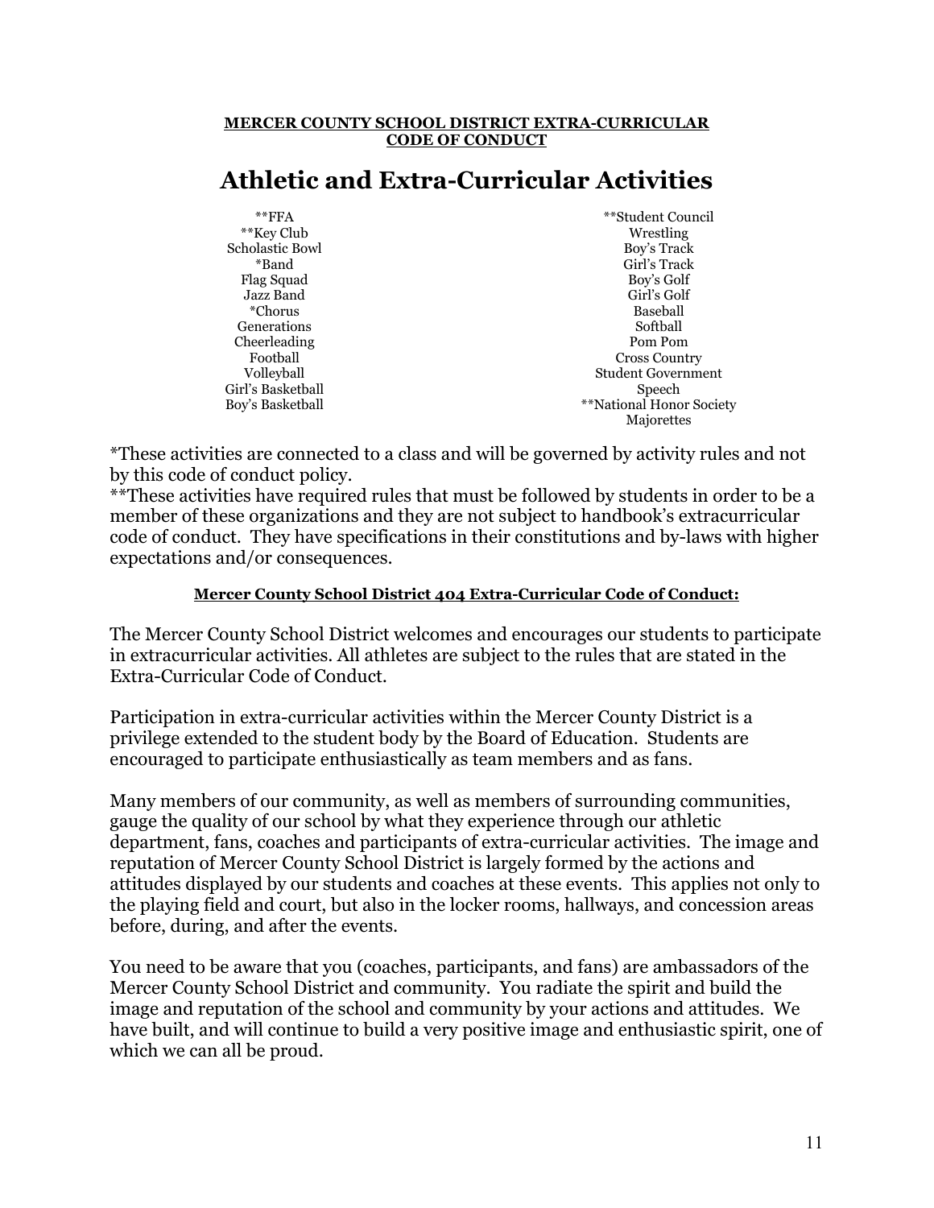**MERCER COUNTY SCHOOL DISTRICT EXTRA-CURRICULAR CODE OF CONDUCT**

# Athletic and Extra-Curricular Activities

| | |
|---|---|
| **FFA | **Student Council |
| **Key Club | Wrestling |
| Scholastic Bowl | Boy's Track |
| *Band | Girl's Track |
| Flag Squad | Boy's Golf |
| Jazz Band | Girl's Golf |
| *Chorus | Baseball |
| Generations | Softball |
| Cheerleading | Pom Pom |
| Football | Cross Country |
| Volleyball | Student Government |
| Girl's Basketball | Speech |
| Boy's Basketball | **National Honor Society |
| | Majorettes |

*These activities are connected to a class and will be governed by activity rules and not by this code of conduct policy.
**These activities have required rules that must be followed by students in order to be a member of these organizations and they are not subject to handbook's extracurricular code of conduct. They have specifications in their constitutions and by-laws with higher expectations and/or consequences.

**Mercer County School District 404 Extra-Curricular Code of Conduct:**

The Mercer County School District welcomes and encourages our students to participate in extracurricular activities. All athletes are subject to the rules that are stated in the Extra-Curricular Code of Conduct.

Participation in extra-curricular activities within the Mercer County District is a privilege extended to the student body by the Board of Education. Students are encouraged to participate enthusiastically as team members and as fans.

Many members of our community, as well as members of surrounding communities, gauge the quality of our school by what they experience through our athletic department, fans, coaches and participants of extra-curricular activities. The image and reputation of Mercer County School District is largely formed by the actions and attitudes displayed by our students and coaches at these events. This applies not only to the playing field and court, but also in the locker rooms, hallways, and concession areas before, during, and after the events.

You need to be aware that you (coaches, participants, and fans) are ambassadors of the Mercer County School District and community. You radiate the spirit and build the image and reputation of the school and community by your actions and attitudes. We have built, and will continue to build a very positive image and enthusiastic spirit, one of which we can all be proud.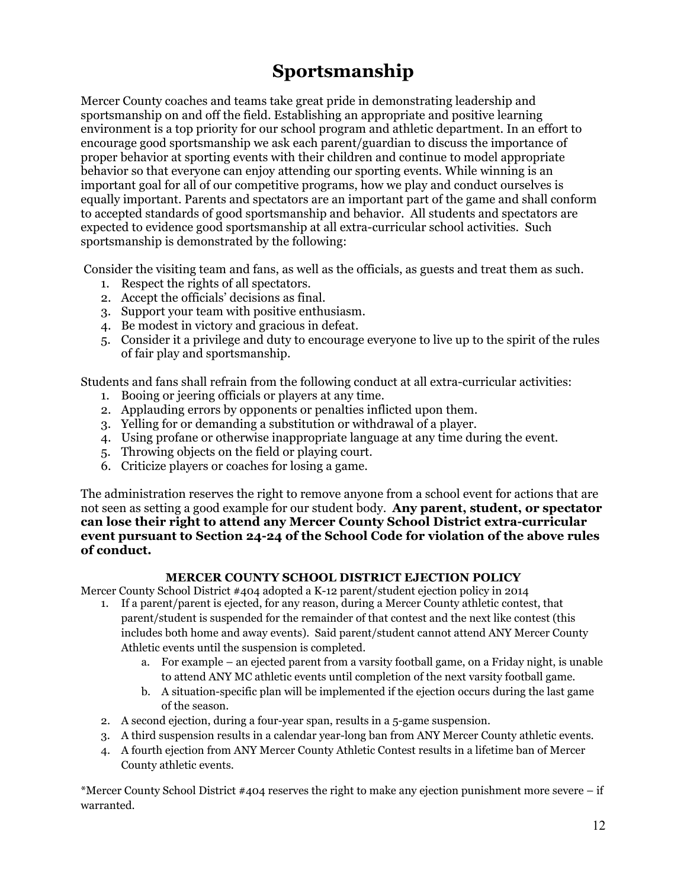# Sportsmanship

Mercer County coaches and teams take great pride in demonstrating leadership and sportsmanship on and off the field. Establishing an appropriate and positive learning environment is a top priority for our school program and athletic department. In an effort to encourage good sportsmanship we ask each parent/guardian to discuss the importance of proper behavior at sporting events with their children and continue to model appropriate behavior so that everyone can enjoy attending our sporting events. While winning is an important goal for all of our competitive programs, how we play and conduct ourselves is equally important. Parents and spectators are an important part of the game and shall conform to accepted standards of good sportsmanship and behavior. All students and spectators are expected to evidence good sportsmanship at all extra-curricular school activities. Such sportsmanship is demonstrated by the following:

Consider the visiting team and fans, as well as the officials, as guests and treat them as such.

1. Respect the rights of all spectators.
2. Accept the officials' decisions as final.
3. Support your team with positive enthusiasm.
4. Be modest in victory and gracious in defeat.
5. Consider it a privilege and duty to encourage everyone to live up to the spirit of the rules of fair play and sportsmanship.

Students and fans shall refrain from the following conduct at all extra-curricular activities:

1. Booing or jeering officials or players at any time.
2. Applauding errors by opponents or penalties inflicted upon them.
3. Yelling for or demanding a substitution or withdrawal of a player.
4. Using profane or otherwise inappropriate language at any time during the event.
5. Throwing objects on the field or playing court.
6. Criticize players or coaches for losing a game.

The administration reserves the right to remove anyone from a school event for actions that are not seen as setting a good example for our student body. **Any parent, student, or spectator can lose their right to attend any Mercer County School District extra-curricular event pursuant to Section 24-24 of the School Code for violation of the above rules of conduct.**

### MERCER COUNTY SCHOOL DISTRICT EJECTION POLICY

Mercer County School District #404 adopted a K-12 parent/student ejection policy in 2014

1. If a parent/parent is ejected, for any reason, during a Mercer County athletic contest, that parent/student is suspended for the remainder of that contest and the next like contest (this includes both home and away events). Said parent/student cannot attend ANY Mercer County Athletic events until the suspension is completed.
   a. For example – an ejected parent from a varsity football game, on a Friday night, is unable to attend ANY MC athletic events until completion of the next varsity football game.
   b. A situation-specific plan will be implemented if the ejection occurs during the last game of the season.
2. A second ejection, during a four-year span, results in a 5-game suspension.
3. A third suspension results in a calendar year-long ban from ANY Mercer County athletic events.
4. A fourth ejection from ANY Mercer County Athletic Contest results in a lifetime ban of Mercer County athletic events.

*Mercer County School District #404 reserves the right to make any ejection punishment more severe – if warranted.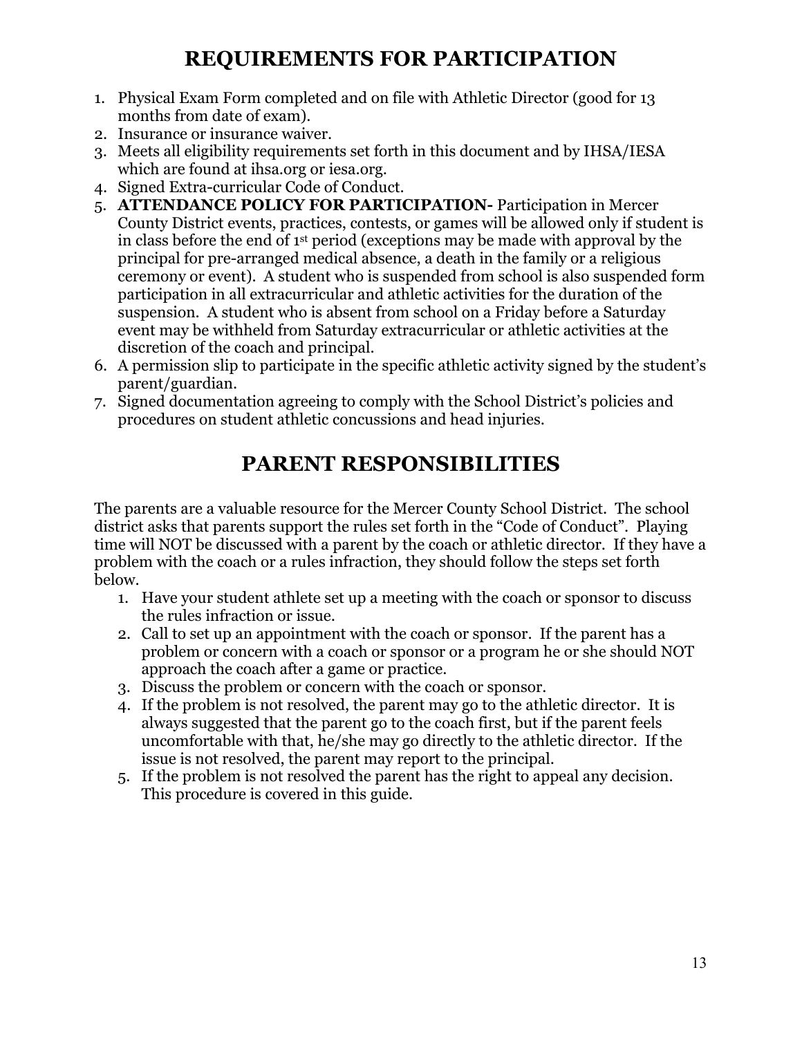# REQUIREMENTS FOR PARTICIPATION

1. Physical Exam Form completed and on file with Athletic Director (good for 13 months from date of exam).
2. Insurance or insurance waiver.
3. Meets all eligibility requirements set forth in this document and by IHSA/IESA which are found at ihsa.org or iesa.org.
4. Signed Extra-curricular Code of Conduct.
5. **ATTENDANCE POLICY FOR PARTICIPATION-** Participation in Mercer County District events, practices, contests, or games will be allowed only if student is in class before the end of 1st period (exceptions may be made with approval by the principal for pre-arranged medical absence, a death in the family or a religious ceremony or event). A student who is suspended from school is also suspended form participation in all extracurricular and athletic activities for the duration of the suspension. A student who is absent from school on a Friday before a Saturday event may be withheld from Saturday extracurricular or athletic activities at the discretion of the coach and principal.
6. A permission slip to participate in the specific athletic activity signed by the student's parent/guardian.
7. Signed documentation agreeing to comply with the School District's policies and procedures on student athletic concussions and head injuries.

# PARENT RESPONSIBILITIES

The parents are a valuable resource for the Mercer County School District. The school district asks that parents support the rules set forth in the "Code of Conduct". Playing time will NOT be discussed with a parent by the coach or athletic director. If they have a problem with the coach or a rules infraction, they should follow the steps set forth below.

1. Have your student athlete set up a meeting with the coach or sponsor to discuss the rules infraction or issue.
2. Call to set up an appointment with the coach or sponsor. If the parent has a problem or concern with a coach or sponsor or a program he or she should NOT approach the coach after a game or practice.
3. Discuss the problem or concern with the coach or sponsor.
4. If the problem is not resolved, the parent may go to the athletic director. It is always suggested that the parent go to the coach first, but if the parent feels uncomfortable with that, he/she may go directly to the athletic director. If the issue is not resolved, the parent may report to the principal.
5. If the problem is not resolved the parent has the right to appeal any decision. This procedure is covered in this guide.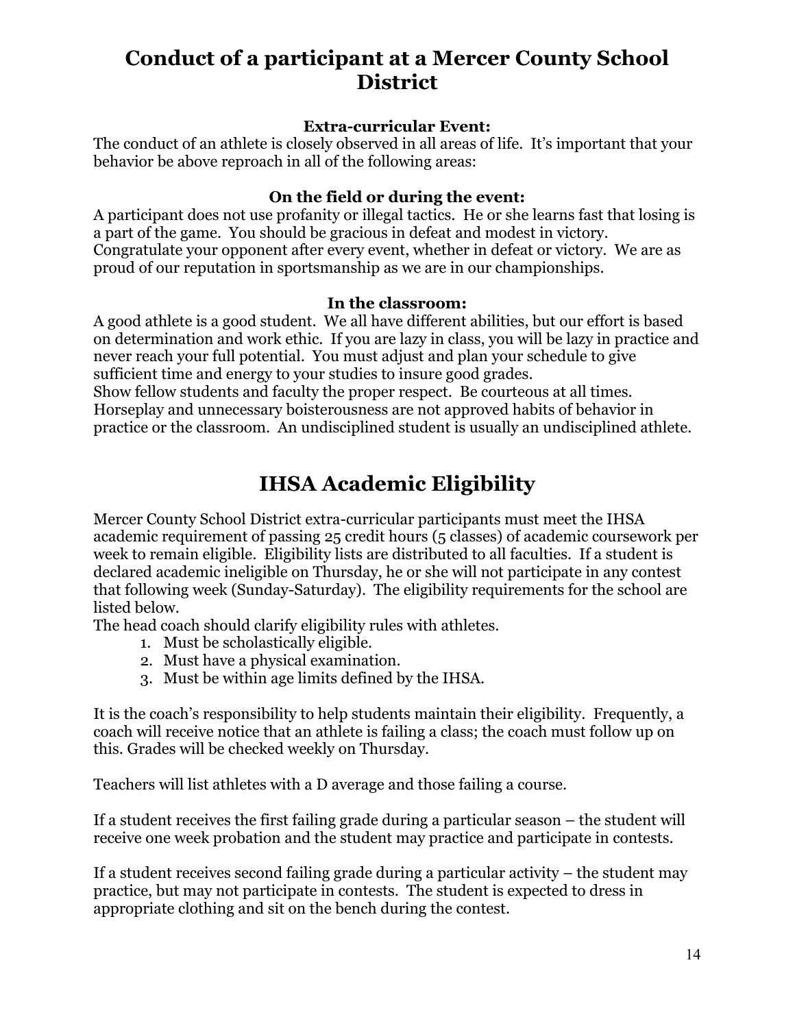# Conduct of a participant at a Mercer County School District

### Extra-curricular Event:

The conduct of an athlete is closely observed in all areas of life. It's important that your behavior be above reproach in all of the following areas:

### On the field or during the event:

A participant does not use profanity or illegal tactics. He or she learns fast that losing is a part of the game. You should be gracious in defeat and modest in victory. Congratulate your opponent after every event, whether in defeat or victory. We are as proud of our reputation in sportsmanship as we are in our championships.

### In the classroom:

A good athlete is a good student. We all have different abilities, but our effort is based on determination and work ethic. If you are lazy in class, you will be lazy in practice and never reach your full potential. You must adjust and plan your schedule to give sufficient time and energy to your studies to insure good grades.
Show fellow students and faculty the proper respect. Be courteous at all times. Horseplay and unnecessary boisterousness are not approved habits of behavior in practice or the classroom. An undisciplined student is usually an undisciplined athlete.

# IHSA Academic Eligibility

Mercer County School District extra-curricular participants must meet the IHSA academic requirement of passing 25 credit hours (5 classes) of academic coursework per week to remain eligible. Eligibility lists are distributed to all faculties. If a student is declared academic ineligible on Thursday, he or she will not participate in any contest that following week (Sunday-Saturday). The eligibility requirements for the school are listed below.
The head coach should clarify eligibility rules with athletes.

1. Must be scholastically eligible.
2. Must have a physical examination.
3. Must be within age limits defined by the IHSA.

It is the coach's responsibility to help students maintain their eligibility. Frequently, a coach will receive notice that an athlete is failing a class; the coach must follow up on this. Grades will be checked weekly on Thursday.

Teachers will list athletes with a D average and those failing a course.

If a student receives the first failing grade during a particular season – the student will receive one week probation and the student may practice and participate in contests.

If a student receives second failing grade during a particular activity – the student may practice, but may not participate in contests. The student is expected to dress in appropriate clothing and sit on the bench during the contest.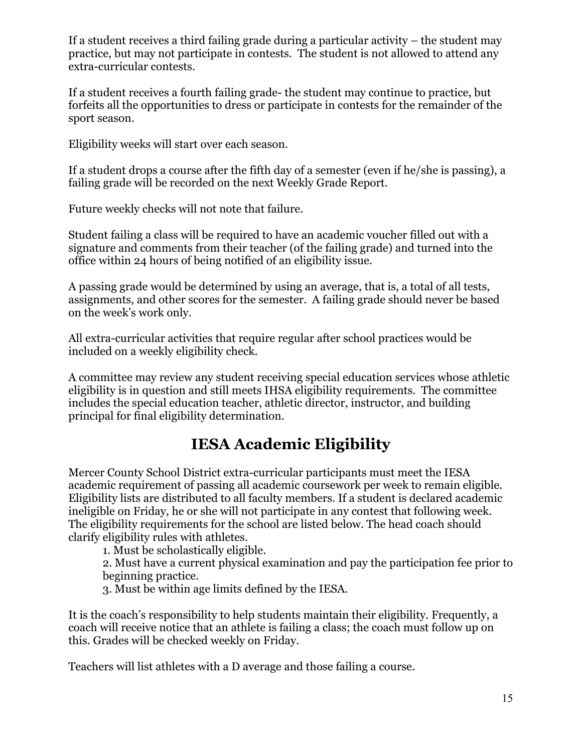If a student receives a third failing grade during a particular activity – the student may practice, but may not participate in contests. The student is not allowed to attend any extra-curricular contests.

If a student receives a fourth failing grade- the student may continue to practice, but forfeits all the opportunities to dress or participate in contests for the remainder of the sport season.

Eligibility weeks will start over each season.

If a student drops a course after the fifth day of a semester (even if he/she is passing), a failing grade will be recorded on the next Weekly Grade Report.

Future weekly checks will not note that failure.

Student failing a class will be required to have an academic voucher filled out with a signature and comments from their teacher (of the failing grade) and turned into the office within 24 hours of being notified of an eligibility issue.

A passing grade would be determined by using an average, that is, a total of all tests, assignments, and other scores for the semester. A failing grade should never be based on the week's work only.

All extra-curricular activities that require regular after school practices would be included on a weekly eligibility check.

A committee may review any student receiving special education services whose athletic eligibility is in question and still meets IHSA eligibility requirements. The committee includes the special education teacher, athletic director, instructor, and building principal for final eligibility determination.

## IESA Academic Eligibility

Mercer County School District extra-curricular participants must meet the IESA academic requirement of passing all academic coursework per week to remain eligible. Eligibility lists are distributed to all faculty members. If a student is declared academic ineligible on Friday, he or she will not participate in any contest that following week. The eligibility requirements for the school are listed below. The head coach should clarify eligibility rules with athletes.

1. Must be scholastically eligible.
2. Must have a current physical examination and pay the participation fee prior to beginning practice.
3. Must be within age limits defined by the IESA.

It is the coach's responsibility to help students maintain their eligibility. Frequently, a coach will receive notice that an athlete is failing a class; the coach must follow up on this. Grades will be checked weekly on Friday.

Teachers will list athletes with a D average and those failing a course.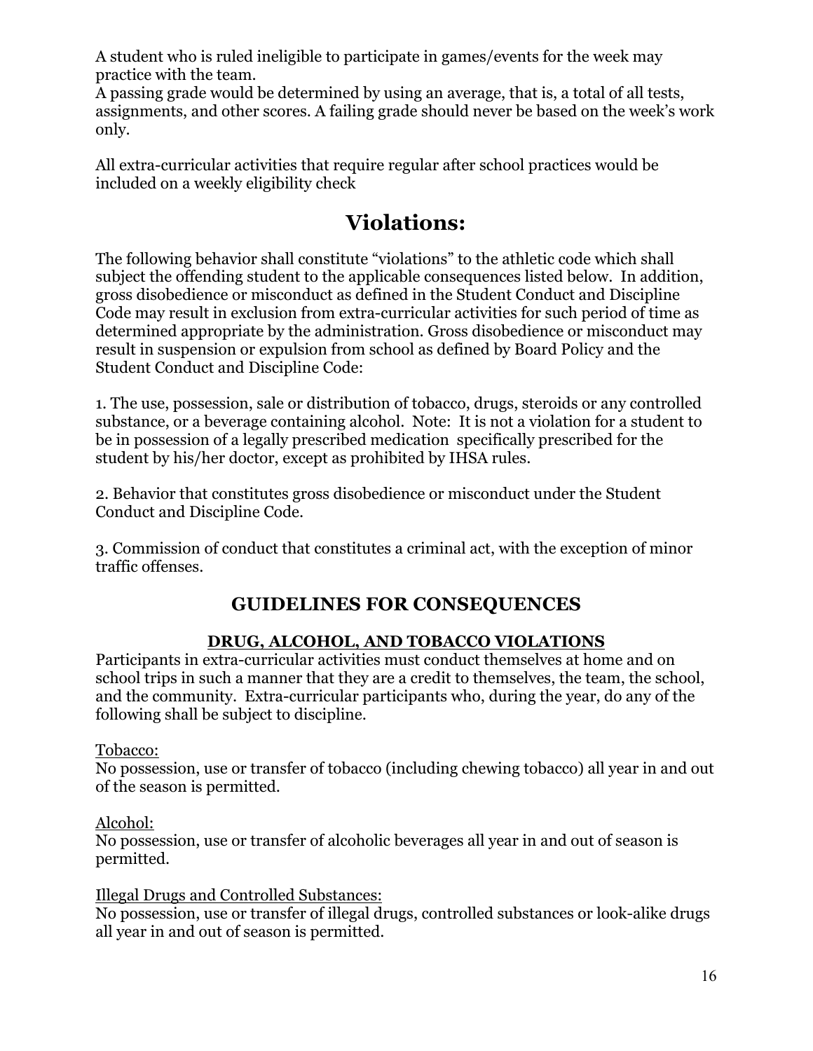A student who is ruled ineligible to participate in games/events for the week may practice with the team.
A passing grade would be determined by using an average, that is, a total of all tests, assignments, and other scores. A failing grade should never be based on the week's work only.

All extra-curricular activities that require regular after school practices would be included on a weekly eligibility check

# Violations:

The following behavior shall constitute "violations" to the athletic code which shall subject the offending student to the applicable consequences listed below. In addition, gross disobedience or misconduct as defined in the Student Conduct and Discipline Code may result in exclusion from extra-curricular activities for such period of time as determined appropriate by the administration. Gross disobedience or misconduct may result in suspension or expulsion from school as defined by Board Policy and the Student Conduct and Discipline Code:

1. The use, possession, sale or distribution of tobacco, drugs, steroids or any controlled substance, or a beverage containing alcohol. Note: It is not a violation for a student to be in possession of a legally prescribed medication specifically prescribed for the student by his/her doctor, except as prohibited by IHSA rules.

2. Behavior that constitutes gross disobedience or misconduct under the Student Conduct and Discipline Code.

3. Commission of conduct that constitutes a criminal act, with the exception of minor traffic offenses.

## GUIDELINES FOR CONSEQUENCES

### DRUG, ALCOHOL, AND TOBACCO VIOLATIONS

Participants in extra-curricular activities must conduct themselves at home and on school trips in such a manner that they are a credit to themselves, the team, the school, and the community. Extra-curricular participants who, during the year, do any of the following shall be subject to discipline.

Tobacco:
No possession, use or transfer of tobacco (including chewing tobacco) all year in and out of the season is permitted.

Alcohol:
No possession, use or transfer of alcoholic beverages all year in and out of season is permitted.

Illegal Drugs and Controlled Substances:
No possession, use or transfer of illegal drugs, controlled substances or look-alike drugs all year in and out of season is permitted.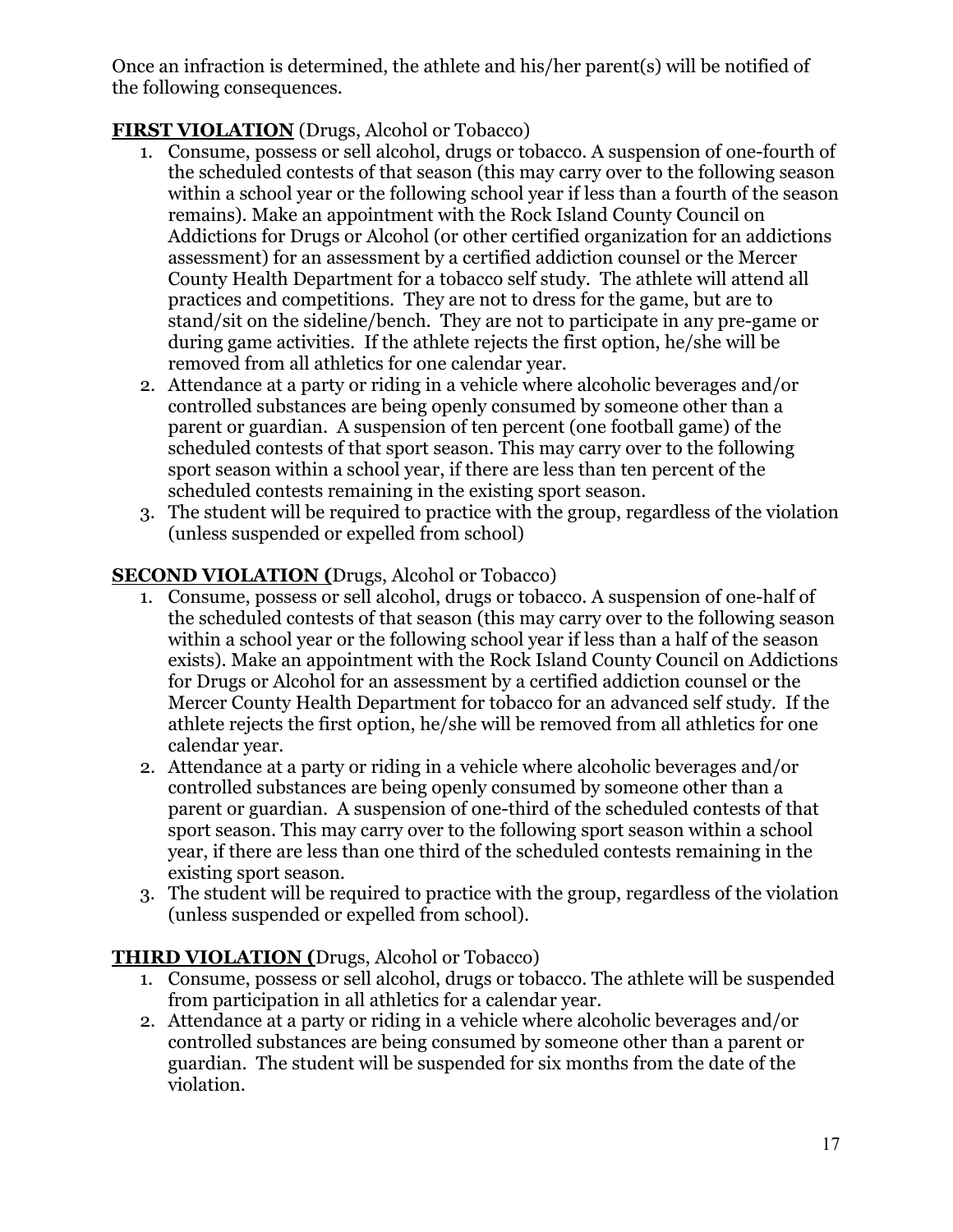Once an infraction is determined, the athlete and his/her parent(s) will be notified of the following consequences.

**FIRST VIOLATION** (Drugs, Alcohol or Tobacco)

1. Consume, possess or sell alcohol, drugs or tobacco. A suspension of one-fourth of the scheduled contests of that season (this may carry over to the following season within a school year or the following school year if less than a fourth of the season remains). Make an appointment with the Rock Island County Council on Addictions for Drugs or Alcohol (or other certified organization for an addictions assessment) for an assessment by a certified addiction counsel or the Mercer County Health Department for a tobacco self study. The athlete will attend all practices and competitions. They are not to dress for the game, but are to stand/sit on the sideline/bench. They are not to participate in any pre-game or during game activities. If the athlete rejects the first option, he/she will be removed from all athletics for one calendar year.
2. Attendance at a party or riding in a vehicle where alcoholic beverages and/or controlled substances are being openly consumed by someone other than a parent or guardian. A suspension of ten percent (one football game) of the scheduled contests of that sport season. This may carry over to the following sport season within a school year, if there are less than ten percent of the scheduled contests remaining in the existing sport season.
3. The student will be required to practice with the group, regardless of the violation (unless suspended or expelled from school)

**SECOND VIOLATION (**Drugs, Alcohol or Tobacco)

1. Consume, possess or sell alcohol, drugs or tobacco. A suspension of one-half of the scheduled contests of that season (this may carry over to the following season within a school year or the following school year if less than a half of the season exists). Make an appointment with the Rock Island County Council on Addictions for Drugs or Alcohol for an assessment by a certified addiction counsel or the Mercer County Health Department for tobacco for an advanced self study. If the athlete rejects the first option, he/she will be removed from all athletics for one calendar year.
2. Attendance at a party or riding in a vehicle where alcoholic beverages and/or controlled substances are being openly consumed by someone other than a parent or guardian. A suspension of one-third of the scheduled contests of that sport season. This may carry over to the following sport season within a school year, if there are less than one third of the scheduled contests remaining in the existing sport season.
3. The student will be required to practice with the group, regardless of the violation (unless suspended or expelled from school).

**THIRD VIOLATION (**Drugs, Alcohol or Tobacco)

1. Consume, possess or sell alcohol, drugs or tobacco. The athlete will be suspended from participation in all athletics for a calendar year.
2. Attendance at a party or riding in a vehicle where alcoholic beverages and/or controlled substances are being consumed by someone other than a parent or guardian. The student will be suspended for six months from the date of the violation.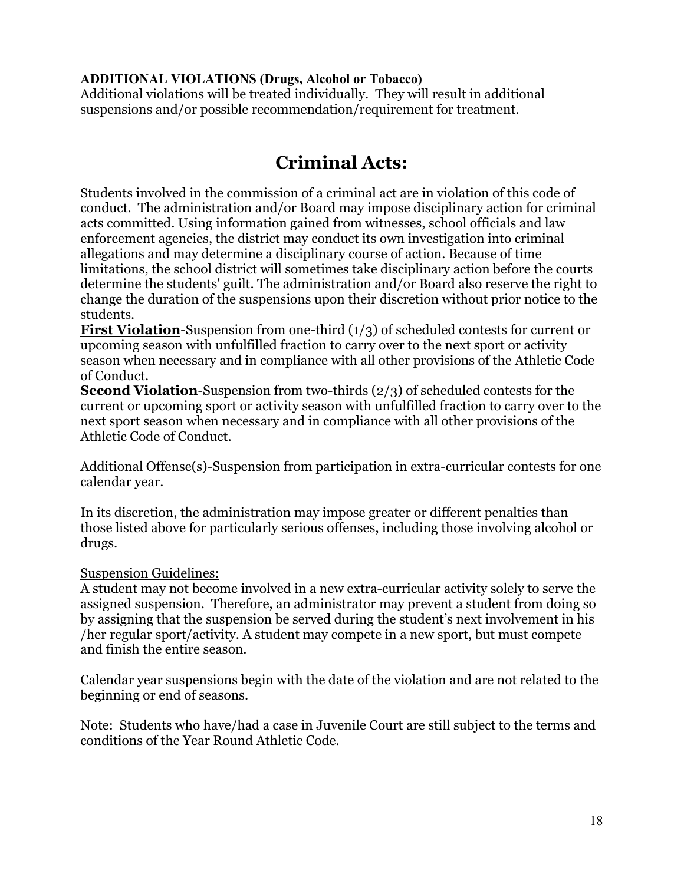**ADDITIONAL VIOLATIONS (Drugs, Alcohol or Tobacco)**
Additional violations will be treated individually. They will result in additional suspensions and/or possible recommendation/requirement for treatment.

# Criminal Acts:

Students involved in the commission of a criminal act are in violation of this code of conduct. The administration and/or Board may impose disciplinary action for criminal acts committed. Using information gained from witnesses, school officials and law enforcement agencies, the district may conduct its own investigation into criminal allegations and may determine a disciplinary course of action. Because of time limitations, the school district will sometimes take disciplinary action before the courts determine the students' guilt. The administration and/or Board also reserve the right to change the duration of the suspensions upon their discretion without prior notice to the students.

**First Violation**-Suspension from one-third (1/3) of scheduled contests for current or upcoming season with unfulfilled fraction to carry over to the next sport or activity season when necessary and in compliance with all other provisions of the Athletic Code of Conduct.

**Second Violation**-Suspension from two-thirds (2/3) of scheduled contests for the current or upcoming sport or activity season with unfulfilled fraction to carry over to the next sport season when necessary and in compliance with all other provisions of the Athletic Code of Conduct.

Additional Offense(s)-Suspension from participation in extra-curricular contests for one calendar year.

In its discretion, the administration may impose greater or different penalties than those listed above for particularly serious offenses, including those involving alcohol or drugs.

Suspension Guidelines:

A student may not become involved in a new extra-curricular activity solely to serve the assigned suspension. Therefore, an administrator may prevent a student from doing so by assigning that the suspension be served during the student's next involvement in his /her regular sport/activity. A student may compete in a new sport, but must compete and finish the entire season.

Calendar year suspensions begin with the date of the violation and are not related to the beginning or end of seasons.

Note: Students who have/had a case in Juvenile Court are still subject to the terms and conditions of the Year Round Athletic Code.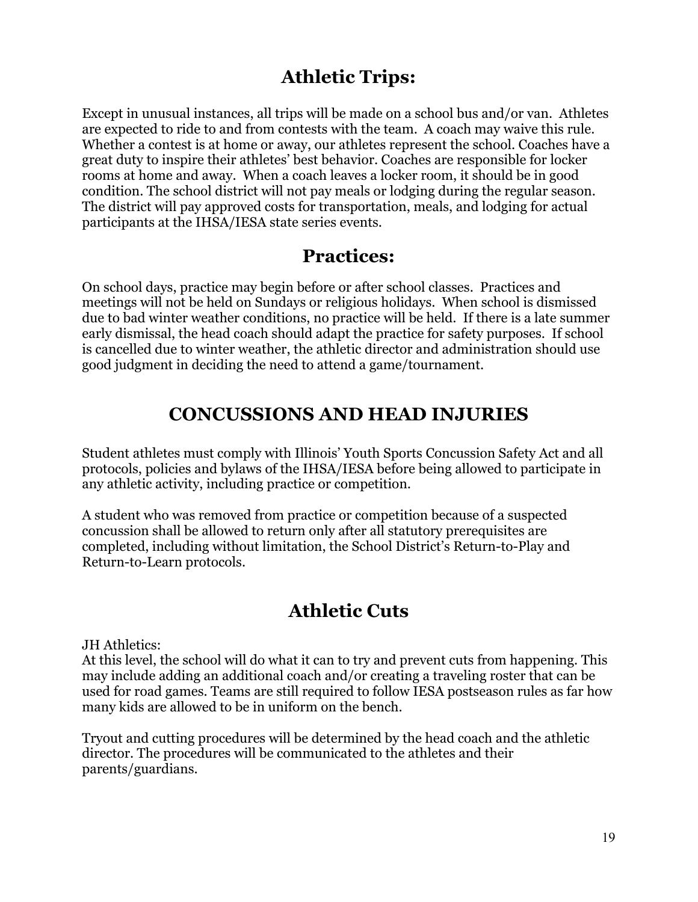## Athletic Trips:

Except in unusual instances, all trips will be made on a school bus and/or van. Athletes are expected to ride to and from contests with the team. A coach may waive this rule. Whether a contest is at home or away, our athletes represent the school. Coaches have a great duty to inspire their athletes' best behavior. Coaches are responsible for locker rooms at home and away. When a coach leaves a locker room, it should be in good condition. The school district will not pay meals or lodging during the regular season. The district will pay approved costs for transportation, meals, and lodging for actual participants at the IHSA/IESA state series events.

## Practices:

On school days, practice may begin before or after school classes. Practices and meetings will not be held on Sundays or religious holidays. When school is dismissed due to bad winter weather conditions, no practice will be held. If there is a late summer early dismissal, the head coach should adapt the practice for safety purposes. If school is cancelled due to winter weather, the athletic director and administration should use good judgment in deciding the need to attend a game/tournament.

## CONCUSSIONS AND HEAD INJURIES

Student athletes must comply with Illinois' Youth Sports Concussion Safety Act and all protocols, policies and bylaws of the IHSA/IESA before being allowed to participate in any athletic activity, including practice or competition.

A student who was removed from practice or competition because of a suspected concussion shall be allowed to return only after all statutory prerequisites are completed, including without limitation, the School District's Return-to-Play and Return-to-Learn protocols.

## Athletic Cuts

JH Athletics:
At this level, the school will do what it can to try and prevent cuts from happening. This may include adding an additional coach and/or creating a traveling roster that can be used for road games. Teams are still required to follow IESA postseason rules as far how many kids are allowed to be in uniform on the bench.

Tryout and cutting procedures will be determined by the head coach and the athletic director. The procedures will be communicated to the athletes and their parents/guardians.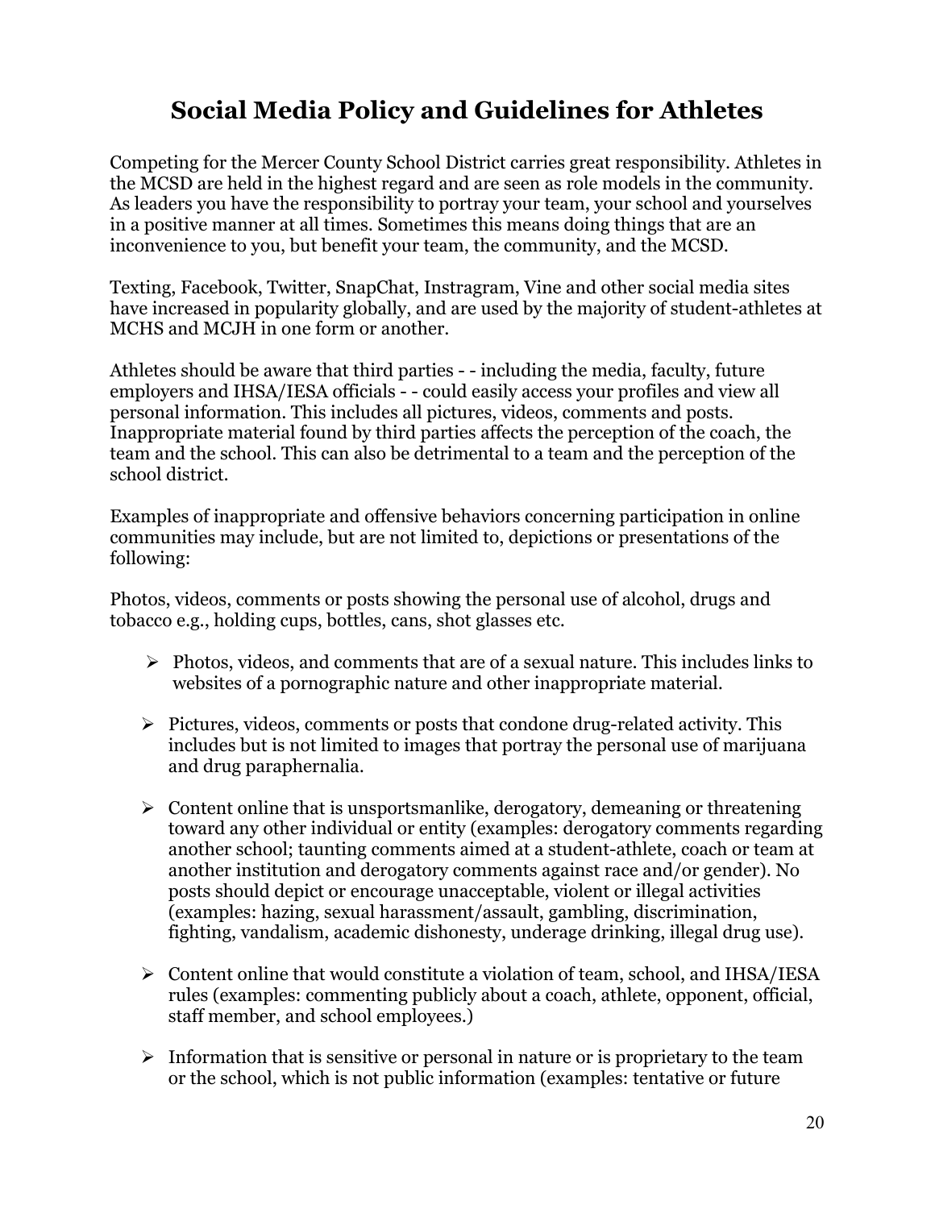# Social Media Policy and Guidelines for Athletes

Competing for the Mercer County School District carries great responsibility. Athletes in the MCSD are held in the highest regard and are seen as role models in the community. As leaders you have the responsibility to portray your team, your school and yourselves in a positive manner at all times. Sometimes this means doing things that are an inconvenience to you, but benefit your team, the community, and the MCSD.

Texting, Facebook, Twitter, SnapChat, Instragram, Vine and other social media sites have increased in popularity globally, and are used by the majority of student-athletes at MCHS and MCJH in one form or another.

Athletes should be aware that third parties - - including the media, faculty, future employers and IHSA/IESA officials - - could easily access your profiles and view all personal information. This includes all pictures, videos, comments and posts. Inappropriate material found by third parties affects the perception of the coach, the team and the school. This can also be detrimental to a team and the perception of the school district.

Examples of inappropriate and offensive behaviors concerning participation in online communities may include, but are not limited to, depictions or presentations of the following:

Photos, videos, comments or posts showing the personal use of alcohol, drugs and tobacco e.g., holding cups, bottles, cans, shot glasses etc.

- Photos, videos, and comments that are of a sexual nature. This includes links to websites of a pornographic nature and other inappropriate material.
- Pictures, videos, comments or posts that condone drug-related activity. This includes but is not limited to images that portray the personal use of marijuana and drug paraphernalia.
- Content online that is unsportsmanlike, derogatory, demeaning or threatening toward any other individual or entity (examples: derogatory comments regarding another school; taunting comments aimed at a student-athlete, coach or team at another institution and derogatory comments against race and/or gender). No posts should depict or encourage unacceptable, violent or illegal activities (examples: hazing, sexual harassment/assault, gambling, discrimination, fighting, vandalism, academic dishonesty, underage drinking, illegal drug use).
- Content online that would constitute a violation of team, school, and IHSA/IESA rules (examples: commenting publicly about a coach, athlete, opponent, official, staff member, and school employees.)
- Information that is sensitive or personal in nature or is proprietary to the team or the school, which is not public information (examples: tentative or future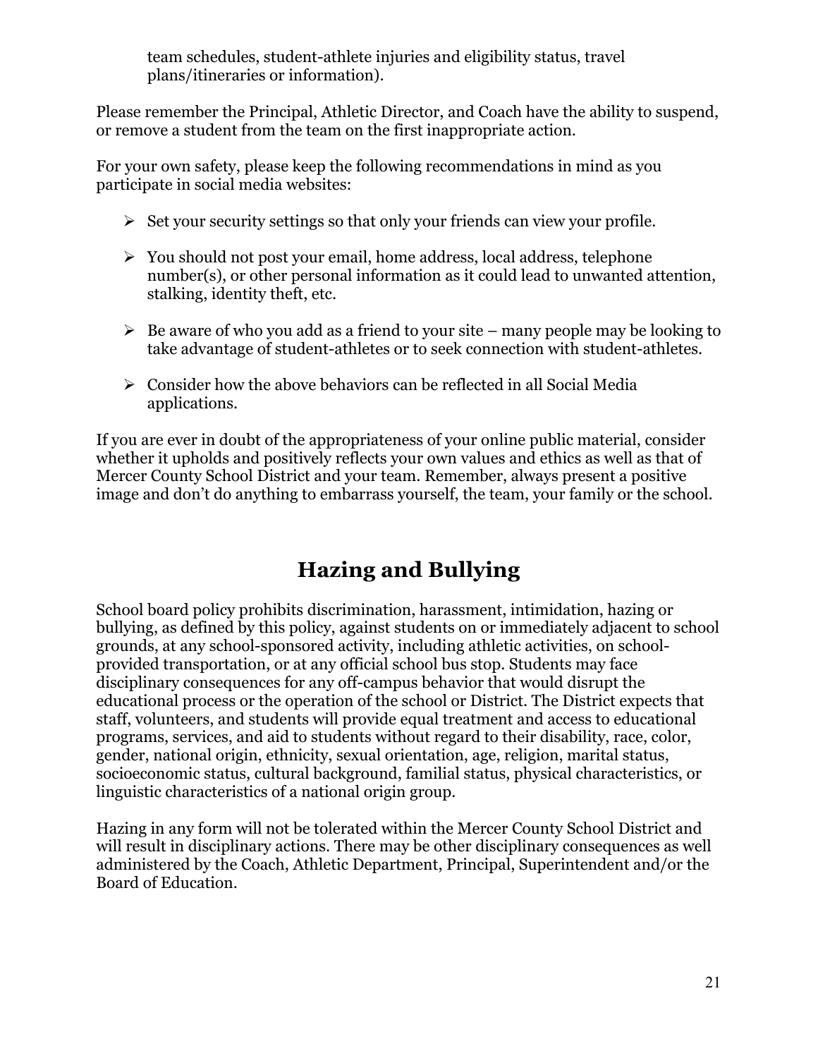team schedules, student-athlete injuries and eligibility status, travel plans/itineraries or information).

Please remember the Principal, Athletic Director, and Coach have the ability to suspend, or remove a student from the team on the first inappropriate action.

For your own safety, please keep the following recommendations in mind as you participate in social media websites:

- Set your security settings so that only your friends can view your profile.
- You should not post your email, home address, local address, telephone number(s), or other personal information as it could lead to unwanted attention, stalking, identity theft, etc.
- Be aware of who you add as a friend to your site – many people may be looking to take advantage of student-athletes or to seek connection with student-athletes.
- Consider how the above behaviors can be reflected in all Social Media applications.

If you are ever in doubt of the appropriateness of your online public material, consider whether it upholds and positively reflects your own values and ethics as well as that of Mercer County School District and your team. Remember, always present a positive image and don't do anything to embarrass yourself, the team, your family or the school.

## Hazing and Bullying

School board policy prohibits discrimination, harassment, intimidation, hazing or bullying, as defined by this policy, against students on or immediately adjacent to school grounds, at any school-sponsored activity, including athletic activities, on school-provided transportation, or at any official school bus stop. Students may face disciplinary consequences for any off-campus behavior that would disrupt the educational process or the operation of the school or District. The District expects that staff, volunteers, and students will provide equal treatment and access to educational programs, services, and aid to students without regard to their disability, race, color, gender, national origin, ethnicity, sexual orientation, age, religion, marital status, socioeconomic status, cultural background, familial status, physical characteristics, or linguistic characteristics of a national origin group.

Hazing in any form will not be tolerated within the Mercer County School District and will result in disciplinary actions. There may be other disciplinary consequences as well administered by the Coach, Athletic Department, Principal, Superintendent and/or the Board of Education.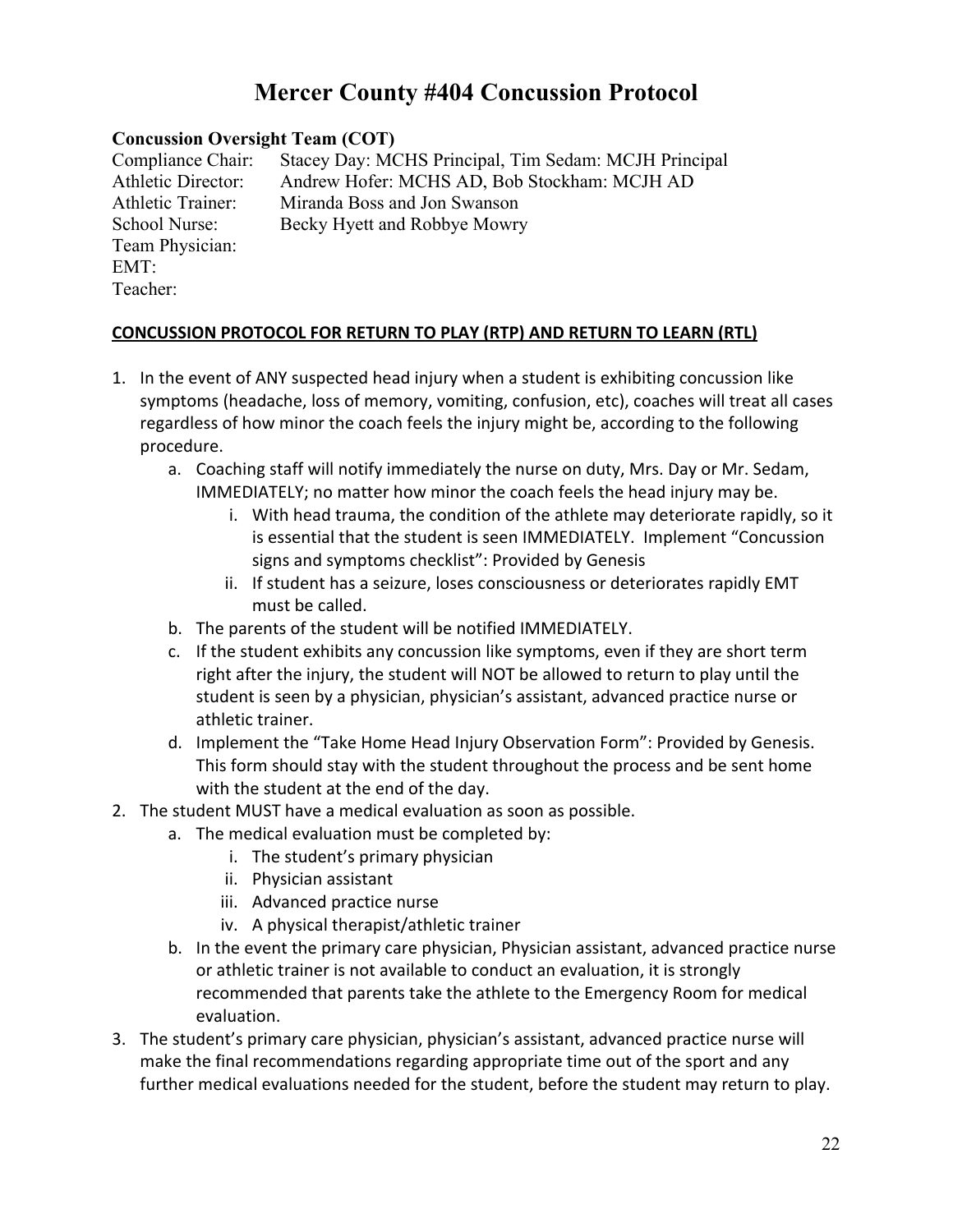# Mercer County #404 Concussion Protocol

**Concussion Oversight Team (COT)**

Compliance Chair: Stacey Day: MCHS Principal, Tim Sedam: MCJH Principal
Athletic Director: Andrew Hofer: MCHS AD, Bob Stockham: MCJH AD
Athletic Trainer: Miranda Boss and Jon Swanson
School Nurse: Becky Hyett and Robbye Mowry
Team Physician:
EMT:
Teacher:

**CONCUSSION PROTOCOL FOR RETURN TO PLAY (RTP) AND RETURN TO LEARN (RTL)**

1. In the event of ANY suspected head injury when a student is exhibiting concussion like symptoms (headache, loss of memory, vomiting, confusion, etc), coaches will treat all cases regardless of how minor the coach feels the injury might be, according to the following procedure.
    a. Coaching staff will notify immediately the nurse on duty, Mrs. Day or Mr. Sedam, IMMEDIATELY; no matter how minor the coach feels the head injury may be.
        i. With head trauma, the condition of the athlete may deteriorate rapidly, so it is essential that the student is seen IMMEDIATELY. Implement "Concussion signs and symptoms checklist": Provided by Genesis
        ii. If student has a seizure, loses consciousness or deteriorates rapidly EMT must be called.
    b. The parents of the student will be notified IMMEDIATELY.
    c. If the student exhibits any concussion like symptoms, even if they are short term right after the injury, the student will NOT be allowed to return to play until the student is seen by a physician, physician's assistant, advanced practice nurse or athletic trainer.
    d. Implement the "Take Home Head Injury Observation Form": Provided by Genesis. This form should stay with the student throughout the process and be sent home with the student at the end of the day.
2. The student MUST have a medical evaluation as soon as possible.
    a. The medical evaluation must be completed by:
        i. The student's primary physician
        ii. Physician assistant
        iii. Advanced practice nurse
        iv. A physical therapist/athletic trainer
    b. In the event the primary care physician, Physician assistant, advanced practice nurse or athletic trainer is not available to conduct an evaluation, it is strongly recommended that parents take the athlete to the Emergency Room for medical evaluation.
3. The student's primary care physician, physician's assistant, advanced practice nurse will make the final recommendations regarding appropriate time out of the sport and any further medical evaluations needed for the student, before the student may return to play.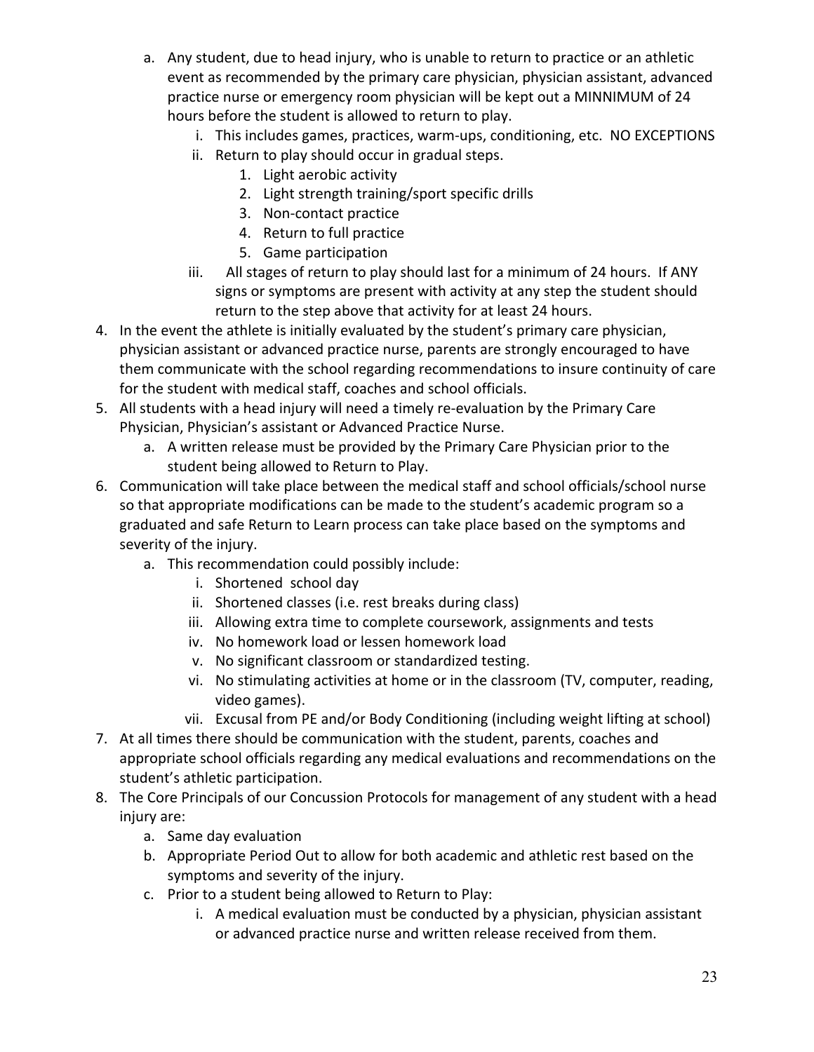a. Any student, due to head injury, who is unable to return to practice or an athletic event as recommended by the primary care physician, physician assistant, advanced practice nurse or emergency room physician will be kept out a MINNIMUM of 24 hours before the student is allowed to return to play.
      i. This includes games, practices, warm-ups, conditioning, etc. NO EXCEPTIONS
      ii. Return to play should occur in gradual steps.
         1. Light aerobic activity
         2. Light strength training/sport specific drills
         3. Non-contact practice
         4. Return to full practice
         5. Game participation
      iii. All stages of return to play should last for a minimum of 24 hours. If ANY signs or symptoms are present with activity at any step the student should return to the step above that activity for at least 24 hours.

4. In the event the athlete is initially evaluated by the student's primary care physician, physician assistant or advanced practice nurse, parents are strongly encouraged to have them communicate with the school regarding recommendations to insure continuity of care for the student with medical staff, coaches and school officials.
5. All students with a head injury will need a timely re-evaluation by the Primary Care Physician, Physician's assistant or Advanced Practice Nurse.
   a. A written release must be provided by the Primary Care Physician prior to the student being allowed to Return to Play.
6. Communication will take place between the medical staff and school officials/school nurse so that appropriate modifications can be made to the student's academic program so a graduated and safe Return to Learn process can take place based on the symptoms and severity of the injury.
   a. This recommendation could possibly include:
      i. Shortened school day
      ii. Shortened classes (i.e. rest breaks during class)
      iii. Allowing extra time to complete coursework, assignments and tests
      iv. No homework load or lessen homework load
      v. No significant classroom or standardized testing.
      vi. No stimulating activities at home or in the classroom (TV, computer, reading, video games).
      vii. Excusal from PE and/or Body Conditioning (including weight lifting at school)
7. At all times there should be communication with the student, parents, coaches and appropriate school officials regarding any medical evaluations and recommendations on the student's athletic participation.
8. The Core Principals of our Concussion Protocols for management of any student with a head injury are:
   a. Same day evaluation
   b. Appropriate Period Out to allow for both academic and athletic rest based on the symptoms and severity of the injury.
   c. Prior to a student being allowed to Return to Play:
      i. A medical evaluation must be conducted by a physician, physician assistant or advanced practice nurse and written release received from them.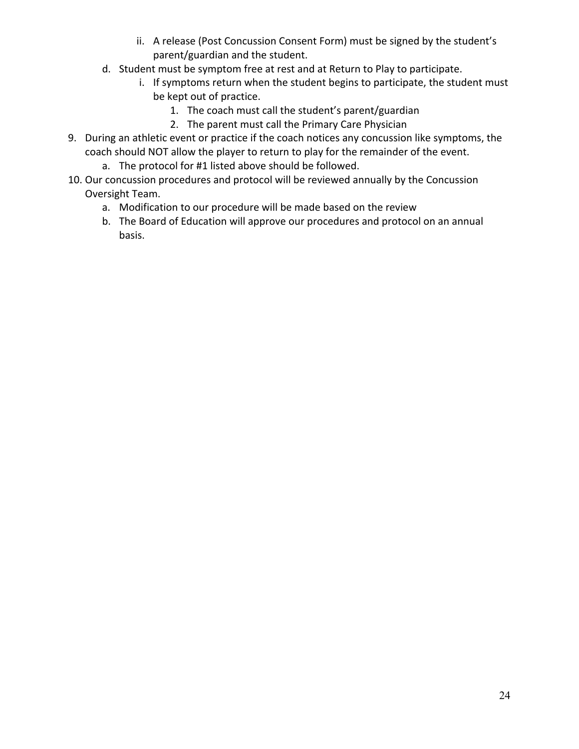ii. A release (Post Concussion Consent Form) must be signed by the student's parent/guardian and the student.

    d. Student must be symptom free at rest and at Return to Play to participate.

        i. If symptoms return when the student begins to participate, the student must be kept out of practice.

            1. The coach must call the student's parent/guardian
            2. The parent must call the Primary Care Physician

9. During an athletic event or practice if the coach notices any concussion like symptoms, the coach should NOT allow the player to return to play for the remainder of the event.
    a. The protocol for #1 listed above should be followed.
10. Our concussion procedures and protocol will be reviewed annually by the Concussion Oversight Team.
    a. Modification to our procedure will be made based on the review
    b. The Board of Education will approve our procedures and protocol on an annual basis.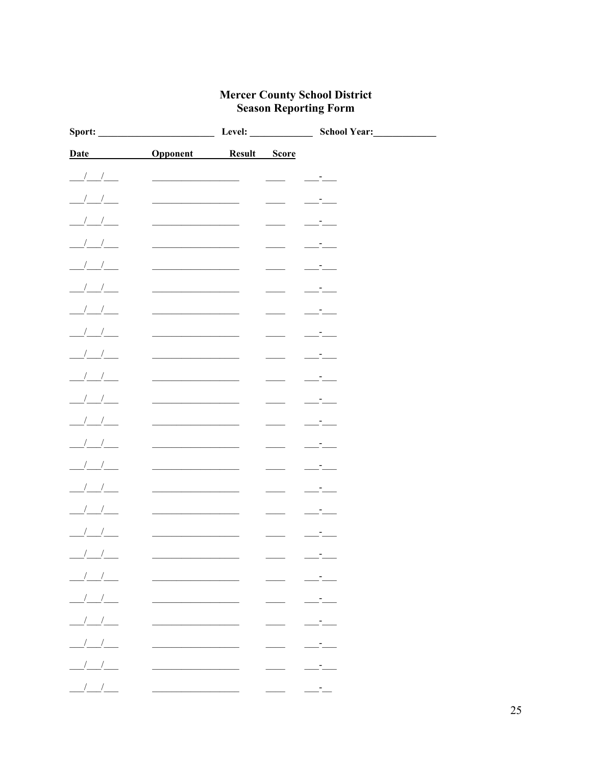# Mercer County School District
# Season Reporting Form

**Sport:** ________________________ **Level:** _____________ **School Year:**_____________

| Date | Opponent | Result | Score |
|---|---|---|---|
| ___/___/___ | __________________ | ____ | ___-___ |
| ___/___/___ | __________________ | ____ | ___-___ |
| ___/___/___ | __________________ | ____ | ___-___ |
| ___/___/___ | __________________ | ____ | ___-___ |
| ___/___/___ | __________________ | ____ | ___-___ |
| ___/___/___ | __________________ | ____ | ___-___ |
| ___/___/___ | __________________ | ____ | ___-___ |
| ___/___/___ | __________________ | ____ | ___-___ |
| ___/___/___ | __________________ | ____ | ___-___ |
| ___/___/___ | __________________ | ____ | ___-___ |
| ___/___/___ | __________________ | ____ | ___-___ |
| ___/___/___ | __________________ | ____ | ___-___ |
| ___/___/___ | __________________ | ____ | ___-___ |
| ___/___/___ | __________________ | ____ | ___-___ |
| ___/___/___ | __________________ | ____ | ___-___ |
| ___/___/___ | __________________ | ____ | ___-___ |
| ___/___/___ | __________________ | ____ | ___-___ |
| ___/___/___ | __________________ | ____ | ___-___ |
| ___/___/___ | __________________ | ____ | ___-___ |
| ___/___/___ | __________________ | ____ | ___-___ |
| ___/___/___ | __________________ | ____ | ___-___ |
| ___/___/___ | __________________ | ____ | ___-___ |
| ___/___/___ | __________________ | ____ | ___-___ |
| ___/___/___ | __________________ | ____ | ___-__ |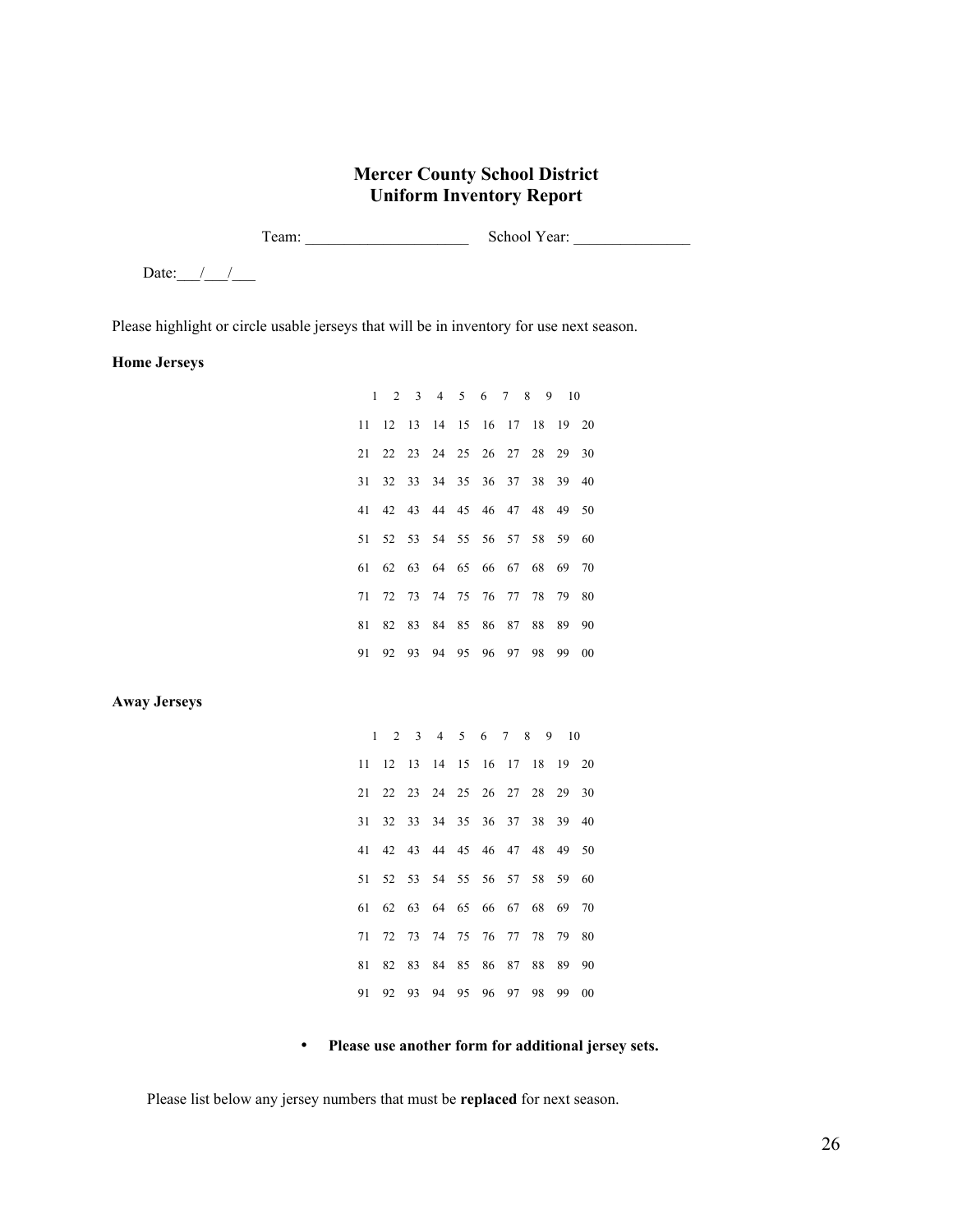# Mercer County School District
# Uniform Inventory Report

Team: ____________________ School Year: ______________

Date:___/___/___

Please highlight or circle usable jerseys that will be in inventory for use next season.

**Home Jerseys**

| | | | | | | | | | |
|---|---|---|---|---|---|---|---|---|---|
| 1 | 2 | 3 | 4 | 5 | 6 | 7 | 8 | 9 | 10 |
| 11 | 12 | 13 | 14 | 15 | 16 | 17 | 18 | 19 | 20 |
| 21 | 22 | 23 | 24 | 25 | 26 | 27 | 28 | 29 | 30 |
| 31 | 32 | 33 | 34 | 35 | 36 | 37 | 38 | 39 | 40 |
| 41 | 42 | 43 | 44 | 45 | 46 | 47 | 48 | 49 | 50 |
| 51 | 52 | 53 | 54 | 55 | 56 | 57 | 58 | 59 | 60 |
| 61 | 62 | 63 | 64 | 65 | 66 | 67 | 68 | 69 | 70 |
| 71 | 72 | 73 | 74 | 75 | 76 | 77 | 78 | 79 | 80 |
| 81 | 82 | 83 | 84 | 85 | 86 | 87 | 88 | 89 | 90 |
| 91 | 92 | 93 | 94 | 95 | 96 | 97 | 98 | 99 | 00 |

**Away Jerseys**

| | | | | | | | | | |
|---|---|---|---|---|---|---|---|---|---|
| 1 | 2 | 3 | 4 | 5 | 6 | 7 | 8 | 9 | 10 |
| 11 | 12 | 13 | 14 | 15 | 16 | 17 | 18 | 19 | 20 |
| 21 | 22 | 23 | 24 | 25 | 26 | 27 | 28 | 29 | 30 |
| 31 | 32 | 33 | 34 | 35 | 36 | 37 | 38 | 39 | 40 |
| 41 | 42 | 43 | 44 | 45 | 46 | 47 | 48 | 49 | 50 |
| 51 | 52 | 53 | 54 | 55 | 56 | 57 | 58 | 59 | 60 |
| 61 | 62 | 63 | 64 | 65 | 66 | 67 | 68 | 69 | 70 |
| 71 | 72 | 73 | 74 | 75 | 76 | 77 | 78 | 79 | 80 |
| 81 | 82 | 83 | 84 | 85 | 86 | 87 | 88 | 89 | 90 |
| 91 | 92 | 93 | 94 | 95 | 96 | 97 | 98 | 99 | 00 |

- **Please use another form for additional jersey sets.**

Please list below any jersey numbers that must be **replaced** for next season.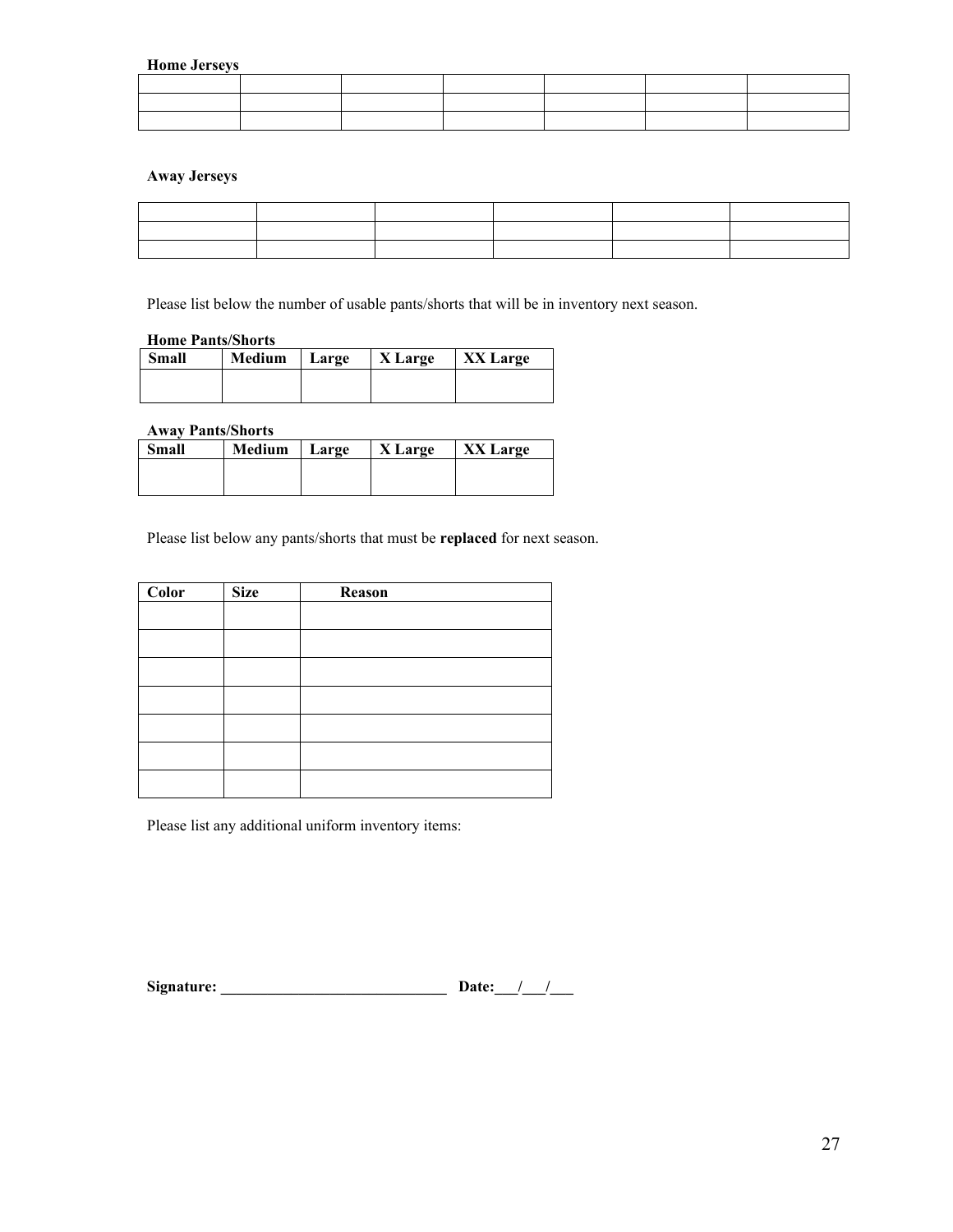**Home Jerseys**

| | | | | | | |
|---|---|---|---|---|---|---|
| | | | | | | |
| | | | | | | |
| | | | | | | |

**Away Jerseys**

| | | | | | |
|---|---|---|---|---|---|
| | | | | | |
| | | | | | |
| | | | | | |

Please list below the number of usable pants/shorts that will be in inventory next season.

**Home Pants/Shorts**

| Small | Medium | Large | X Large | XX Large |
|---|---|---|---|---|
| | | | | |

**Away Pants/Shorts**

| Small | Medium | Large | X Large | XX Large |
|---|---|---|---|---|
| | | | | |

Please list below any pants/shorts that must be **replaced** for next season.

| Color | Size | Reason |
|---|---|---|
| | | |
| | | |
| | | |
| | | |
| | | |
| | | |
| | | |

Please list any additional uniform inventory items:

**Signature: ______________________________ Date:___/___/___**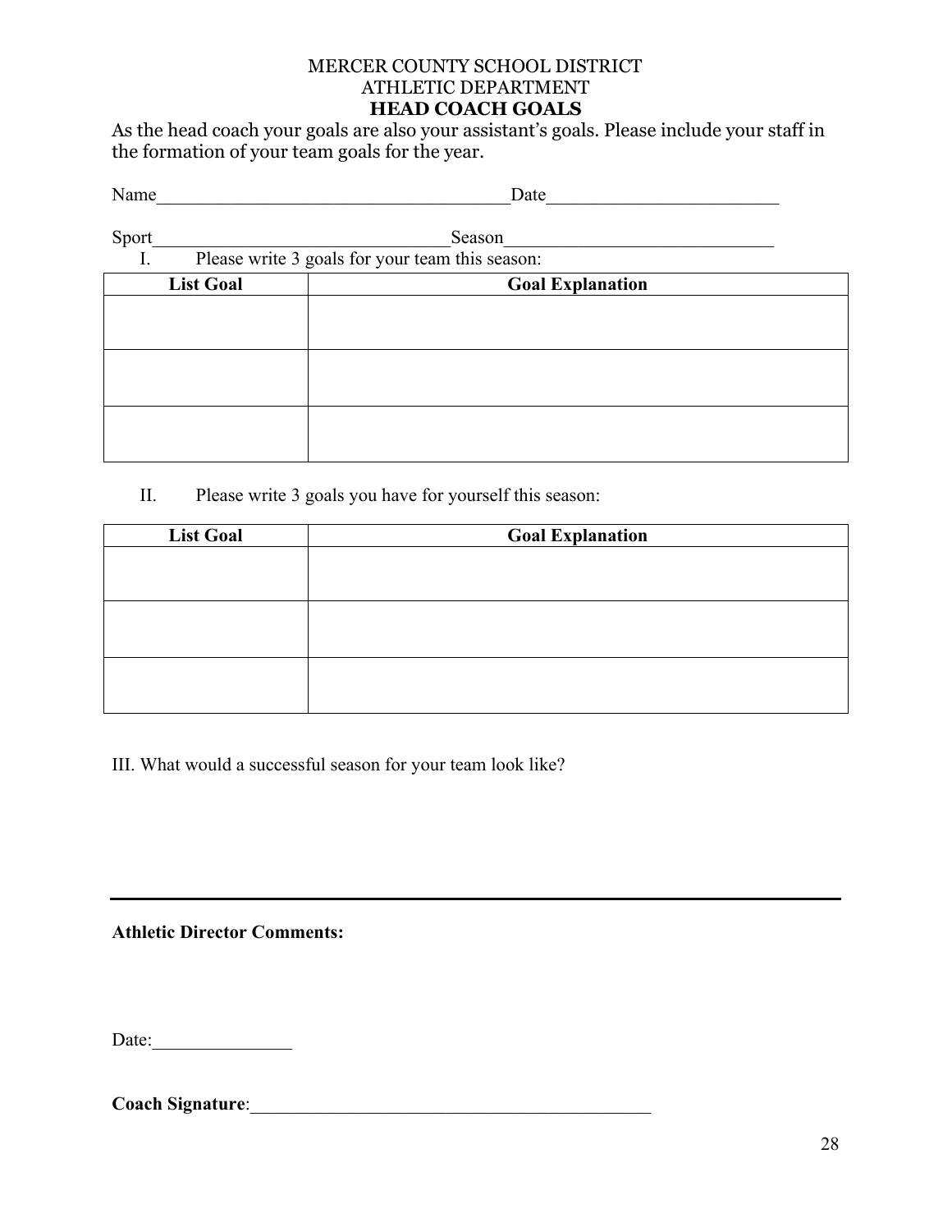MERCER COUNTY SCHOOL DISTRICT
ATHLETIC DEPARTMENT

# HEAD COACH GOALS

As the head coach your goals are also your assistant's goals. Please include your staff in the formation of your team goals for the year.

Name___________________________________Date________________________

Sport______________________________Season___________________________

I. Please write 3 goals for your team this season:

| List Goal | Goal Explanation |
|---|---|
| | |
| | |
| | |

II. Please write 3 goals you have for yourself this season:

| List Goal | Goal Explanation |
|---|---|
| | |
| | |
| | |

III. What would a successful season for your team look like?

---

**Athletic Director Comments:**

Date:_______________

**Coach Signature**:__________________________________________